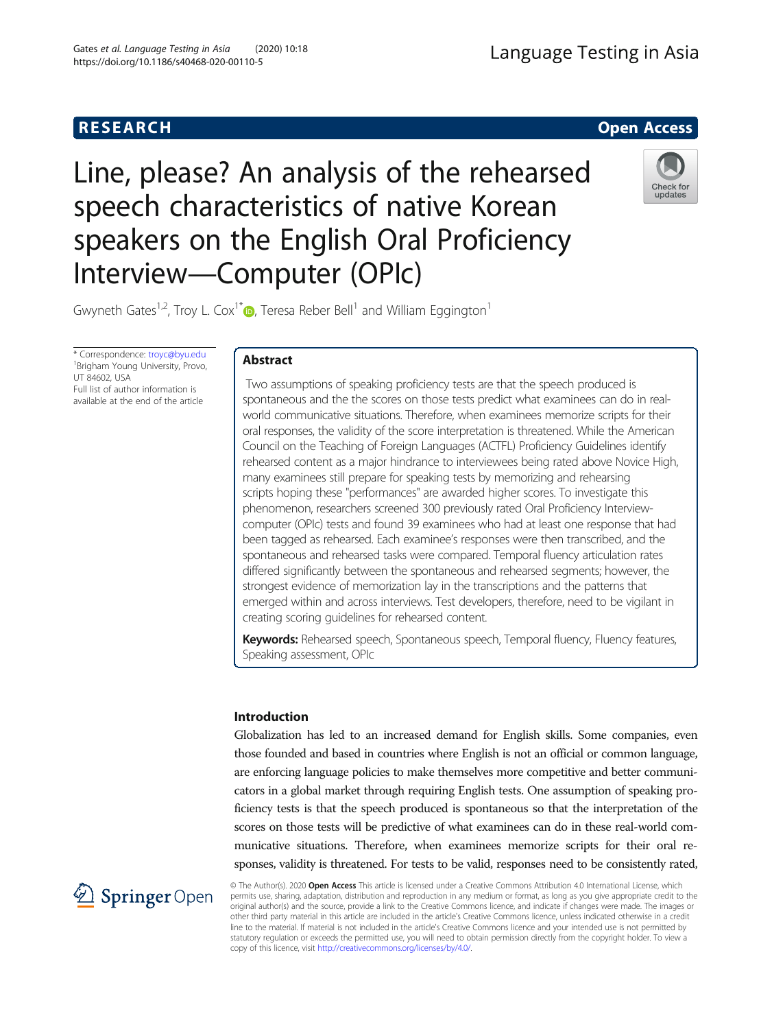RESEARCH

Open Access

# Line, please? An analysis of the rehearsed speech characteristics of native Korean speakers on the English Oral Proficiency Interview—Computer (OPIc)

Gwyneth Gates[1,2], Troy L. Cox[1*], Teresa Reber Bell[1] and William Eggington[1]

\* Correspondence: troyc@byu.edu
[1]Brigham Young University, Provo, UT 84602, USA
Full list of author information is available at the end of the article

## Abstract

Two assumptions of speaking proficiency tests are that the speech produced is spontaneous and the the scores on those tests predict what examinees can do in real-world communicative situations. Therefore, when examinees memorize scripts for their oral responses, the validity of the score interpretation is threatened. While the American Council on the Teaching of Foreign Languages (ACTFL) Proficiency Guidelines identify rehearsed content as a major hindrance to interviewees being rated above Novice High, many examinees still prepare for speaking tests by memorizing and rehearsing scripts hoping these "performances" are awarded higher scores. To investigate this phenomenon, researchers screened 300 previously rated Oral Proficiency Interview-computer (OPIc) tests and found 39 examinees who had at least one response that had been tagged as rehearsed. Each examinee's responses were then transcribed, and the spontaneous and rehearsed tasks were compared. Temporal fluency articulation rates differed significantly between the spontaneous and rehearsed segments; however, the strongest evidence of memorization lay in the transcriptions and the patterns that emerged within and across interviews. Test developers, therefore, need to be vigilant in creating scoring guidelines for rehearsed content.

**Keywords:** Rehearsed speech, Spontaneous speech, Temporal fluency, Fluency features, Speaking assessment, OPIc

## Introduction

Globalization has led to an increased demand for English skills. Some companies, even those founded and based in countries where English is not an official or common language, are enforcing language policies to make themselves more competitive and better communicators in a global market through requiring English tests. One assumption of speaking proficiency tests is that the speech produced is spontaneous so that the interpretation of the scores on those tests will be predictive of what examinees can do in these real-world communicative situations. Therefore, when examinees memorize scripts for their oral responses, validity is threatened. For tests to be valid, responses need to be consistently rated,

© The Author(s). 2020 **Open Access** This article is licensed under a Creative Commons Attribution 4.0 International License, which permits use, sharing, adaptation, distribution and reproduction in any medium or format, as long as you give appropriate credit to the original author(s) and the source, provide a link to the Creative Commons licence, and indicate if changes were made. The images or other third party material in this article are included in the article's Creative Commons licence, unless indicated otherwise in a credit line to the material. If material is not included in the article's Creative Commons licence and your intended use is not permitted by statutory regulation or exceeds the permitted use, you will need to obtain permission directly from the copyright holder. To view a copy of this licence, visit http://creativecommons.org/licenses/by/4.0/.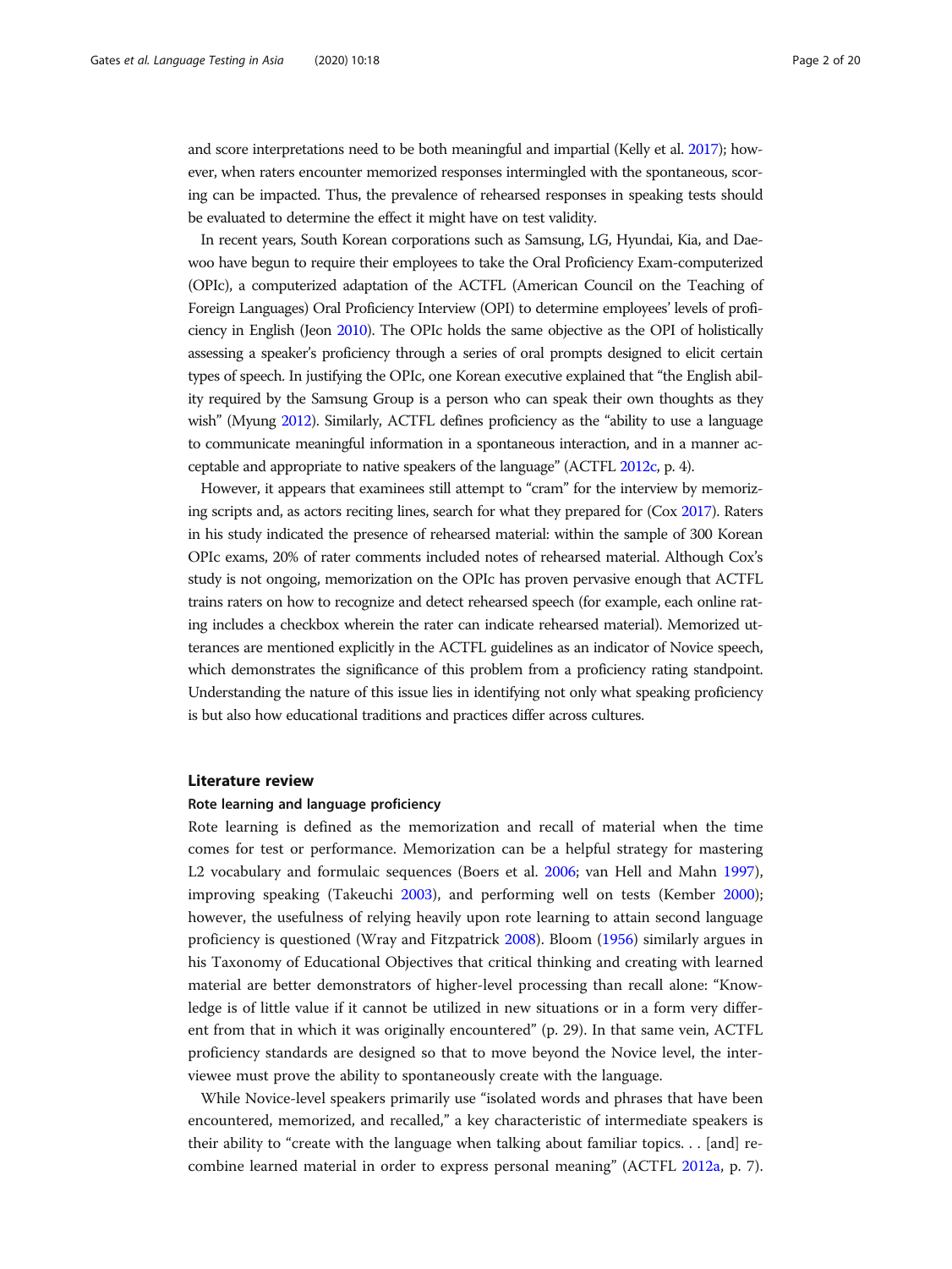and score interpretations need to be both meaningful and impartial (Kelly et al. 2017); however, when raters encounter memorized responses intermingled with the spontaneous, scoring can be impacted. Thus, the prevalence of rehearsed responses in speaking tests should be evaluated to determine the effect it might have on test validity.

In recent years, South Korean corporations such as Samsung, LG, Hyundai, Kia, and Daewoo have begun to require their employees to take the Oral Proficiency Exam-computerized (OPIc), a computerized adaptation of the ACTFL (American Council on the Teaching of Foreign Languages) Oral Proficiency Interview (OPI) to determine employees' levels of proficiency in English (Jeon 2010). The OPIc holds the same objective as the OPI of holistically assessing a speaker's proficiency through a series of oral prompts designed to elicit certain types of speech. In justifying the OPIc, one Korean executive explained that "the English ability required by the Samsung Group is a person who can speak their own thoughts as they wish" (Myung 2012). Similarly, ACTFL defines proficiency as the "ability to use a language to communicate meaningful information in a spontaneous interaction, and in a manner acceptable and appropriate to native speakers of the language" (ACTFL 2012c, p. 4).

However, it appears that examinees still attempt to "cram" for the interview by memorizing scripts and, as actors reciting lines, search for what they prepared for (Cox 2017). Raters in his study indicated the presence of rehearsed material: within the sample of 300 Korean OPIc exams, 20% of rater comments included notes of rehearsed material. Although Cox's study is not ongoing, memorization on the OPIc has proven pervasive enough that ACTFL trains raters on how to recognize and detect rehearsed speech (for example, each online rating includes a checkbox wherein the rater can indicate rehearsed material). Memorized utterances are mentioned explicitly in the ACTFL guidelines as an indicator of Novice speech, which demonstrates the significance of this problem from a proficiency rating standpoint. Understanding the nature of this issue lies in identifying not only what speaking proficiency is but also how educational traditions and practices differ across cultures.

## Literature review

### Rote learning and language proficiency

Rote learning is defined as the memorization and recall of material when the time comes for test or performance. Memorization can be a helpful strategy for mastering L2 vocabulary and formulaic sequences (Boers et al. 2006; van Hell and Mahn 1997), improving speaking (Takeuchi 2003), and performing well on tests (Kember 2000); however, the usefulness of relying heavily upon rote learning to attain second language proficiency is questioned (Wray and Fitzpatrick 2008). Bloom (1956) similarly argues in his Taxonomy of Educational Objectives that critical thinking and creating with learned material are better demonstrators of higher-level processing than recall alone: "Knowledge is of little value if it cannot be utilized in new situations or in a form very different from that in which it was originally encountered" (p. 29). In that same vein, ACTFL proficiency standards are designed so that to move beyond the Novice level, the interviewee must prove the ability to spontaneously create with the language.

While Novice-level speakers primarily use "isolated words and phrases that have been encountered, memorized, and recalled," a key characteristic of intermediate speakers is their ability to "create with the language when talking about familiar topics. . . [and] recombine learned material in order to express personal meaning" (ACTFL 2012a, p. 7).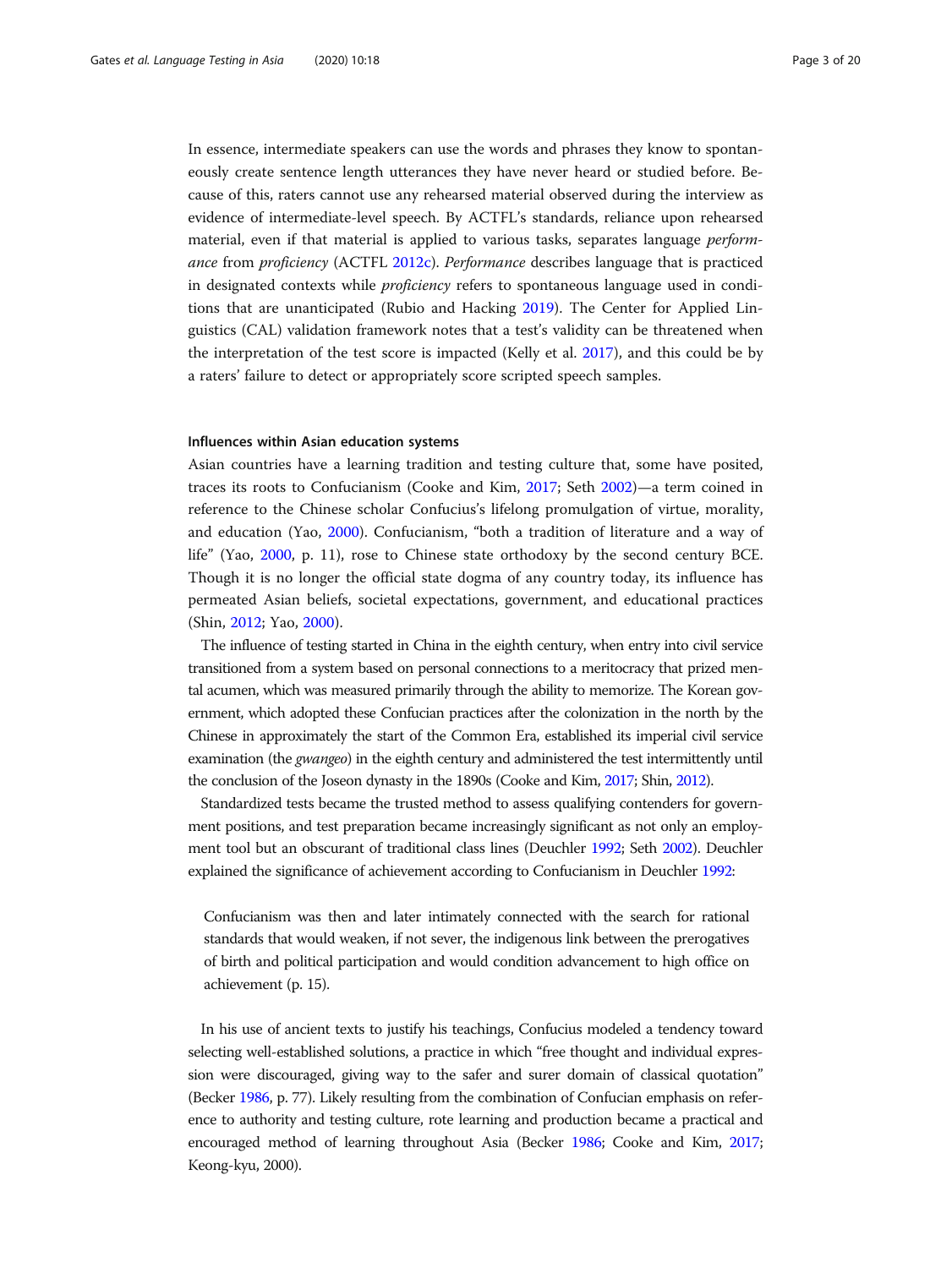In essence, intermediate speakers can use the words and phrases they know to spontaneously create sentence length utterances they have never heard or studied before. Because of this, raters cannot use any rehearsed material observed during the interview as evidence of intermediate-level speech. By ACTFL's standards, reliance upon rehearsed material, even if that material is applied to various tasks, separates language *performance* from *proficiency* (ACTFL 2012c). *Performance* describes language that is practiced in designated contexts while *proficiency* refers to spontaneous language used in conditions that are unanticipated (Rubio and Hacking 2019). The Center for Applied Linguistics (CAL) validation framework notes that a test's validity can be threatened when the interpretation of the test score is impacted (Kelly et al. 2017), and this could be by a raters' failure to detect or appropriately score scripted speech samples.

### Influences within Asian education systems

Asian countries have a learning tradition and testing culture that, some have posited, traces its roots to Confucianism (Cooke and Kim, 2017; Seth 2002)—a term coined in reference to the Chinese scholar Confucius's lifelong promulgation of virtue, morality, and education (Yao, 2000). Confucianism, "both a tradition of literature and a way of life" (Yao, 2000, p. 11), rose to Chinese state orthodoxy by the second century BCE. Though it is no longer the official state dogma of any country today, its influence has permeated Asian beliefs, societal expectations, government, and educational practices (Shin, 2012; Yao, 2000).

The influence of testing started in China in the eighth century, when entry into civil service transitioned from a system based on personal connections to a meritocracy that prized mental acumen, which was measured primarily through the ability to memorize. The Korean government, which adopted these Confucian practices after the colonization in the north by the Chinese in approximately the start of the Common Era, established its imperial civil service examination (the *gwangeo*) in the eighth century and administered the test intermittently until the conclusion of the Joseon dynasty in the 1890s (Cooke and Kim, 2017; Shin, 2012).

Standardized tests became the trusted method to assess qualifying contenders for government positions, and test preparation became increasingly significant as not only an employment tool but an obscurant of traditional class lines (Deuchler 1992; Seth 2002). Deuchler explained the significance of achievement according to Confucianism in Deuchler 1992:

> Confucianism was then and later intimately connected with the search for rational standards that would weaken, if not sever, the indigenous link between the prerogatives of birth and political participation and would condition advancement to high office on achievement (p. 15).

In his use of ancient texts to justify his teachings, Confucius modeled a tendency toward selecting well-established solutions, a practice in which "free thought and individual expression were discouraged, giving way to the safer and surer domain of classical quotation" (Becker 1986, p. 77). Likely resulting from the combination of Confucian emphasis on reference to authority and testing culture, rote learning and production became a practical and encouraged method of learning throughout Asia (Becker 1986; Cooke and Kim, 2017; Keong-kyu, 2000).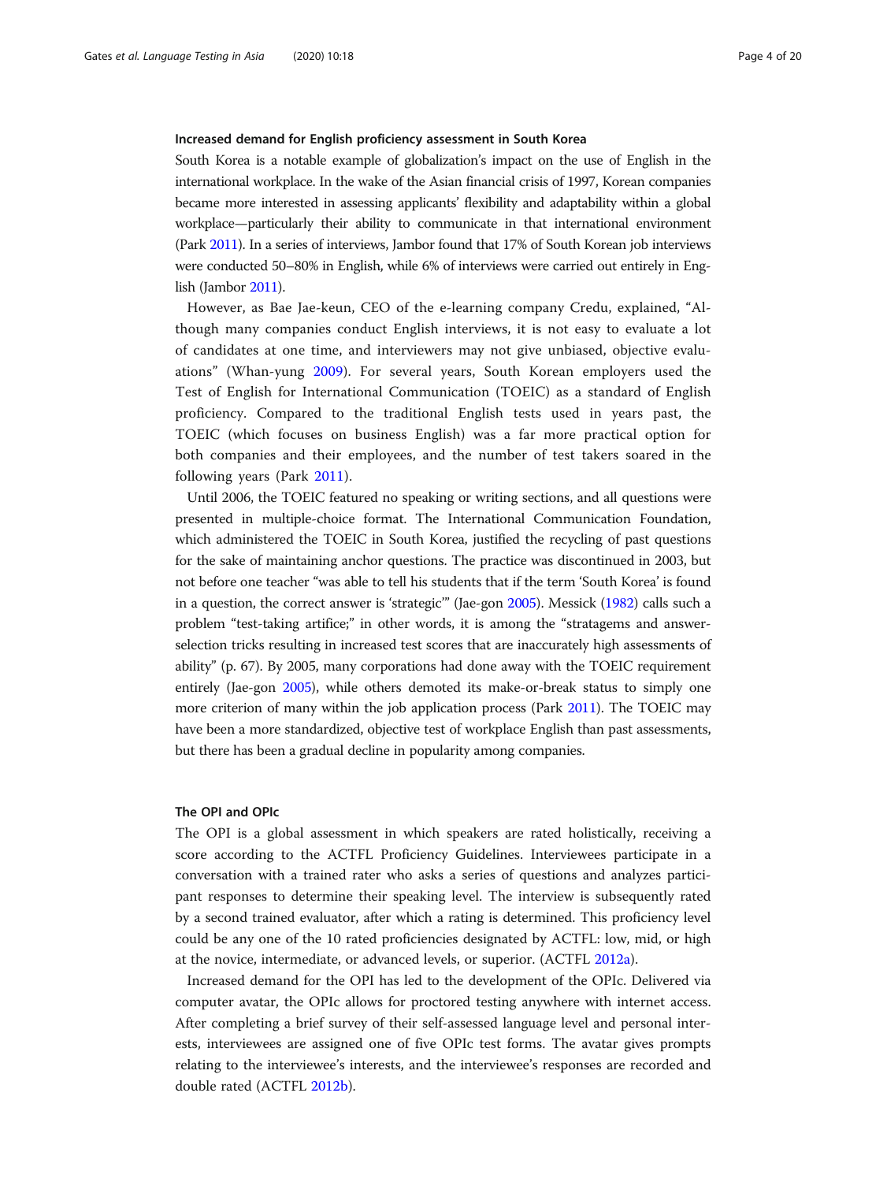### Increased demand for English proficiency assessment in South Korea

South Korea is a notable example of globalization's impact on the use of English in the international workplace. In the wake of the Asian financial crisis of 1997, Korean companies became more interested in assessing applicants' flexibility and adaptability within a global workplace—particularly their ability to communicate in that international environment (Park 2011). In a series of interviews, Jambor found that 17% of South Korean job interviews were conducted 50–80% in English, while 6% of interviews were carried out entirely in English (Jambor 2011).

However, as Bae Jae-keun, CEO of the e-learning company Credu, explained, "Although many companies conduct English interviews, it is not easy to evaluate a lot of candidates at one time, and interviewers may not give unbiased, objective evaluations" (Whan-yung 2009). For several years, South Korean employers used the Test of English for International Communication (TOEIC) as a standard of English proficiency. Compared to the traditional English tests used in years past, the TOEIC (which focuses on business English) was a far more practical option for both companies and their employees, and the number of test takers soared in the following years (Park 2011).

Until 2006, the TOEIC featured no speaking or writing sections, and all questions were presented in multiple-choice format. The International Communication Foundation, which administered the TOEIC in South Korea, justified the recycling of past questions for the sake of maintaining anchor questions. The practice was discontinued in 2003, but not before one teacher "was able to tell his students that if the term 'South Korea' is found in a question, the correct answer is 'strategic'" (Jae-gon 2005). Messick (1982) calls such a problem "test-taking artifice;" in other words, it is among the "stratagems and answer-selection tricks resulting in increased test scores that are inaccurately high assessments of ability" (p. 67). By 2005, many corporations had done away with the TOEIC requirement entirely (Jae-gon 2005), while others demoted its make-or-break status to simply one more criterion of many within the job application process (Park 2011). The TOEIC may have been a more standardized, objective test of workplace English than past assessments, but there has been a gradual decline in popularity among companies.

### The OPI and OPIc

The OPI is a global assessment in which speakers are rated holistically, receiving a score according to the ACTFL Proficiency Guidelines. Interviewees participate in a conversation with a trained rater who asks a series of questions and analyzes participant responses to determine their speaking level. The interview is subsequently rated by a second trained evaluator, after which a rating is determined. This proficiency level could be any one of the 10 rated proficiencies designated by ACTFL: low, mid, or high at the novice, intermediate, or advanced levels, or superior. (ACTFL 2012a).

Increased demand for the OPI has led to the development of the OPIc. Delivered via computer avatar, the OPIc allows for proctored testing anywhere with internet access. After completing a brief survey of their self-assessed language level and personal interests, interviewees are assigned one of five OPIc test forms. The avatar gives prompts relating to the interviewee's interests, and the interviewee's responses are recorded and double rated (ACTFL 2012b).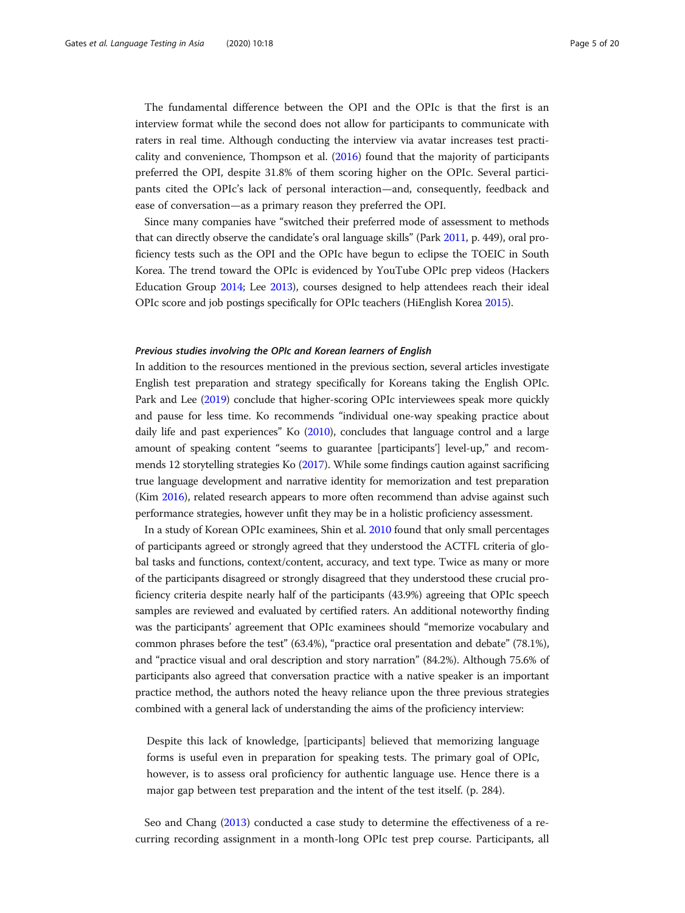The fundamental difference between the OPI and the OPIc is that the first is an interview format while the second does not allow for participants to communicate with raters in real time. Although conducting the interview via avatar increases test practicality and convenience, Thompson et al. (2016) found that the majority of participants preferred the OPI, despite 31.8% of them scoring higher on the OPIc. Several participants cited the OPIc's lack of personal interaction—and, consequently, feedback and ease of conversation—as a primary reason they preferred the OPI.

Since many companies have "switched their preferred mode of assessment to methods that can directly observe the candidate's oral language skills" (Park 2011, p. 449), oral proficiency tests such as the OPI and the OPIc have begun to eclipse the TOEIC in South Korea. The trend toward the OPIc is evidenced by YouTube OPIc prep videos (Hackers Education Group 2014; Lee 2013), courses designed to help attendees reach their ideal OPIc score and job postings specifically for OPIc teachers (HiEnglish Korea 2015).

#### *Previous studies involving the OPIc and Korean learners of English*

In addition to the resources mentioned in the previous section, several articles investigate English test preparation and strategy specifically for Koreans taking the English OPIc. Park and Lee (2019) conclude that higher-scoring OPIc interviewees speak more quickly and pause for less time. Ko recommends "individual one-way speaking practice about daily life and past experiences" Ko (2010), concludes that language control and a large amount of speaking content "seems to guarantee [participants'] level-up," and recommends 12 storytelling strategies Ko (2017). While some findings caution against sacrificing true language development and narrative identity for memorization and test preparation (Kim 2016), related research appears to more often recommend than advise against such performance strategies, however unfit they may be in a holistic proficiency assessment.

In a study of Korean OPIc examinees, Shin et al. 2010 found that only small percentages of participants agreed or strongly agreed that they understood the ACTFL criteria of global tasks and functions, context/content, accuracy, and text type. Twice as many or more of the participants disagreed or strongly disagreed that they understood these crucial proficiency criteria despite nearly half of the participants (43.9%) agreeing that OPIc speech samples are reviewed and evaluated by certified raters. An additional noteworthy finding was the participants' agreement that OPIc examinees should "memorize vocabulary and common phrases before the test" (63.4%), "practice oral presentation and debate" (78.1%), and "practice visual and oral description and story narration" (84.2%). Although 75.6% of participants also agreed that conversation practice with a native speaker is an important practice method, the authors noted the heavy reliance upon the three previous strategies combined with a general lack of understanding the aims of the proficiency interview:

> Despite this lack of knowledge, [participants] believed that memorizing language forms is useful even in preparation for speaking tests. The primary goal of OPIc, however, is to assess oral proficiency for authentic language use. Hence there is a major gap between test preparation and the intent of the test itself. (p. 284).

Seo and Chang (2013) conducted a case study to determine the effectiveness of a recurring recording assignment in a month-long OPIc test prep course. Participants, all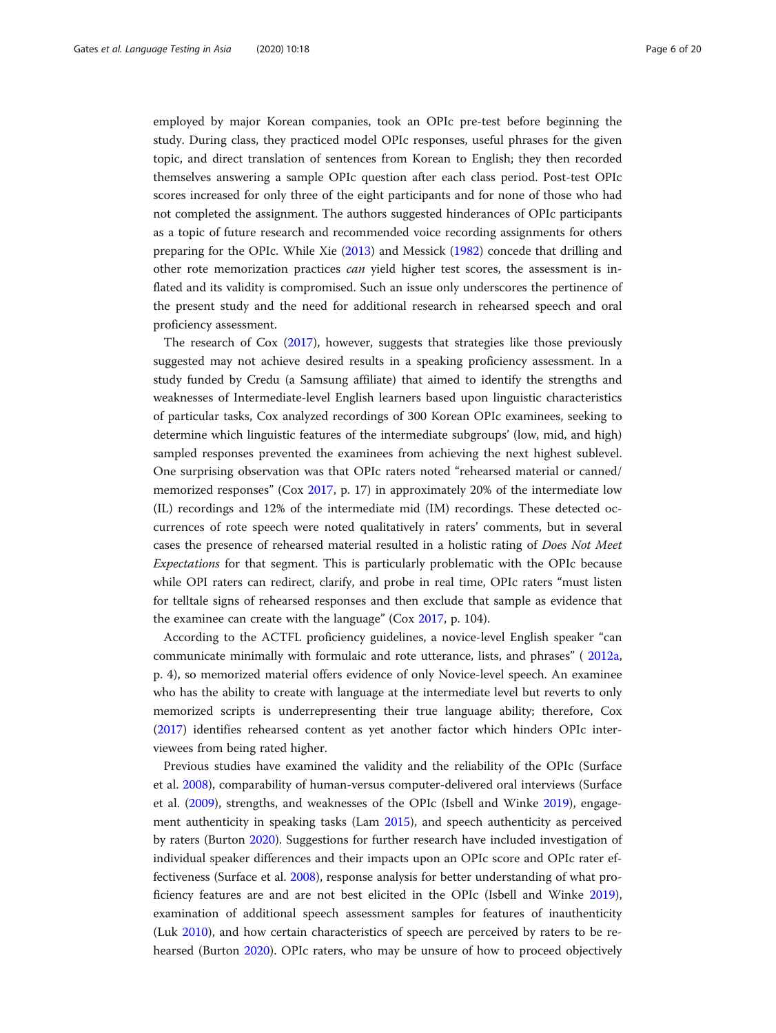employed by major Korean companies, took an OPIc pre-test before beginning the study. During class, they practiced model OPIc responses, useful phrases for the given topic, and direct translation of sentences from Korean to English; they then recorded themselves answering a sample OPIc question after each class period. Post-test OPIc scores increased for only three of the eight participants and for none of those who had not completed the assignment. The authors suggested hinderances of OPIc participants as a topic of future research and recommended voice recording assignments for others preparing for the OPIc. While Xie (2013) and Messick (1982) concede that drilling and other rote memorization practices *can* yield higher test scores, the assessment is inflated and its validity is compromised. Such an issue only underscores the pertinence of the present study and the need for additional research in rehearsed speech and oral proficiency assessment.

The research of Cox (2017), however, suggests that strategies like those previously suggested may not achieve desired results in a speaking proficiency assessment. In a study funded by Credu (a Samsung affiliate) that aimed to identify the strengths and weaknesses of Intermediate-level English learners based upon linguistic characteristics of particular tasks, Cox analyzed recordings of 300 Korean OPIc examinees, seeking to determine which linguistic features of the intermediate subgroups' (low, mid, and high) sampled responses prevented the examinees from achieving the next highest sublevel. One surprising observation was that OPIc raters noted "rehearsed material or canned/memorized responses" (Cox 2017, p. 17) in approximately 20% of the intermediate low (IL) recordings and 12% of the intermediate mid (IM) recordings. These detected occurrences of rote speech were noted qualitatively in raters' comments, but in several cases the presence of rehearsed material resulted in a holistic rating of *Does Not Meet Expectations* for that segment. This is particularly problematic with the OPIc because while OPI raters can redirect, clarify, and probe in real time, OPIc raters "must listen for telltale signs of rehearsed responses and then exclude that sample as evidence that the examinee can create with the language" (Cox 2017, p. 104).

According to the ACTFL proficiency guidelines, a novice-level English speaker "can communicate minimally with formulaic and rote utterance, lists, and phrases" ( 2012a, p. 4), so memorized material offers evidence of only Novice-level speech. An examinee who has the ability to create with language at the intermediate level but reverts to only memorized scripts is underrepresenting their true language ability; therefore, Cox (2017) identifies rehearsed content as yet another factor which hinders OPIc interviewees from being rated higher.

Previous studies have examined the validity and the reliability of the OPIc (Surface et al. 2008), comparability of human-versus computer-delivered oral interviews (Surface et al. (2009), strengths, and weaknesses of the OPIc (Isbell and Winke 2019), engagement authenticity in speaking tasks (Lam 2015), and speech authenticity as perceived by raters (Burton 2020). Suggestions for further research have included investigation of individual speaker differences and their impacts upon an OPIc score and OPIc rater effectiveness (Surface et al. 2008), response analysis for better understanding of what proficiency features are and are not best elicited in the OPIc (Isbell and Winke 2019), examination of additional speech assessment samples for features of inauthenticity (Luk 2010), and how certain characteristics of speech are perceived by raters to be rehearsed (Burton 2020). OPIc raters, who may be unsure of how to proceed objectively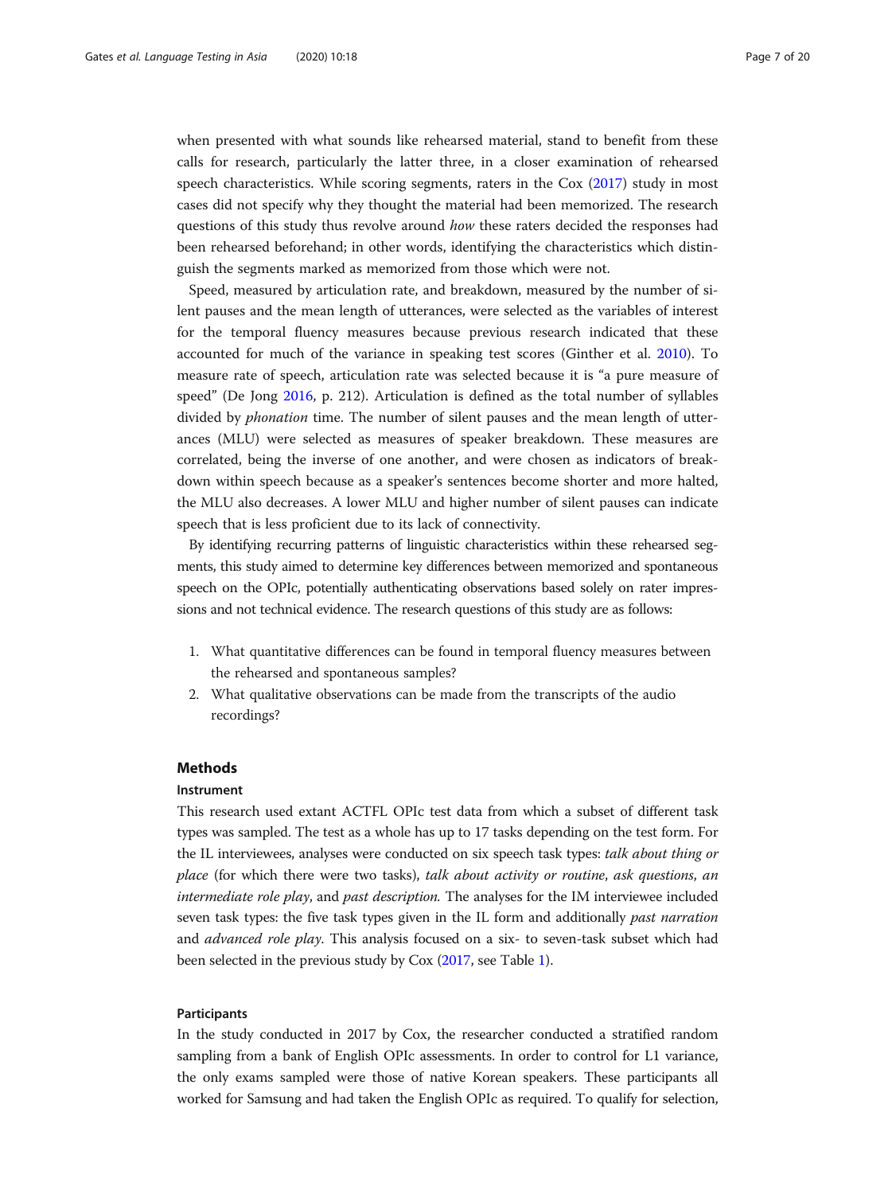when presented with what sounds like rehearsed material, stand to benefit from these calls for research, particularly the latter three, in a closer examination of rehearsed speech characteristics. While scoring segments, raters in the Cox (2017) study in most cases did not specify why they thought the material had been memorized. The research questions of this study thus revolve around *how* these raters decided the responses had been rehearsed beforehand; in other words, identifying the characteristics which distinguish the segments marked as memorized from those which were not.

Speed, measured by articulation rate, and breakdown, measured by the number of silent pauses and the mean length of utterances, were selected as the variables of interest for the temporal fluency measures because previous research indicated that these accounted for much of the variance in speaking test scores (Ginther et al. 2010). To measure rate of speech, articulation rate was selected because it is "a pure measure of speed" (De Jong 2016, p. 212). Articulation is defined as the total number of syllables divided by *phonation* time. The number of silent pauses and the mean length of utterances (MLU) were selected as measures of speaker breakdown. These measures are correlated, being the inverse of one another, and were chosen as indicators of breakdown within speech because as a speaker's sentences become shorter and more halted, the MLU also decreases. A lower MLU and higher number of silent pauses can indicate speech that is less proficient due to its lack of connectivity.

By identifying recurring patterns of linguistic characteristics within these rehearsed segments, this study aimed to determine key differences between memorized and spontaneous speech on the OPIc, potentially authenticating observations based solely on rater impressions and not technical evidence. The research questions of this study are as follows:

1. What quantitative differences can be found in temporal fluency measures between the rehearsed and spontaneous samples?
2. What qualitative observations can be made from the transcripts of the audio recordings?

## Methods

### Instrument

This research used extant ACTFL OPIc test data from which a subset of different task types was sampled. The test as a whole has up to 17 tasks depending on the test form. For the IL interviewees, analyses were conducted on six speech task types: *talk about thing or place* (for which there were two tasks), *talk about activity or routine*, *ask questions*, *an intermediate role play*, and *past description.* The analyses for the IM interviewee included seven task types: the five task types given in the IL form and additionally *past narration* and *advanced role play*. This analysis focused on a six- to seven-task subset which had been selected in the previous study by Cox (2017, see Table 1).

### Participants

In the study conducted in 2017 by Cox, the researcher conducted a stratified random sampling from a bank of English OPIc assessments. In order to control for L1 variance, the only exams sampled were those of native Korean speakers. These participants all worked for Samsung and had taken the English OPIc as required. To qualify for selection,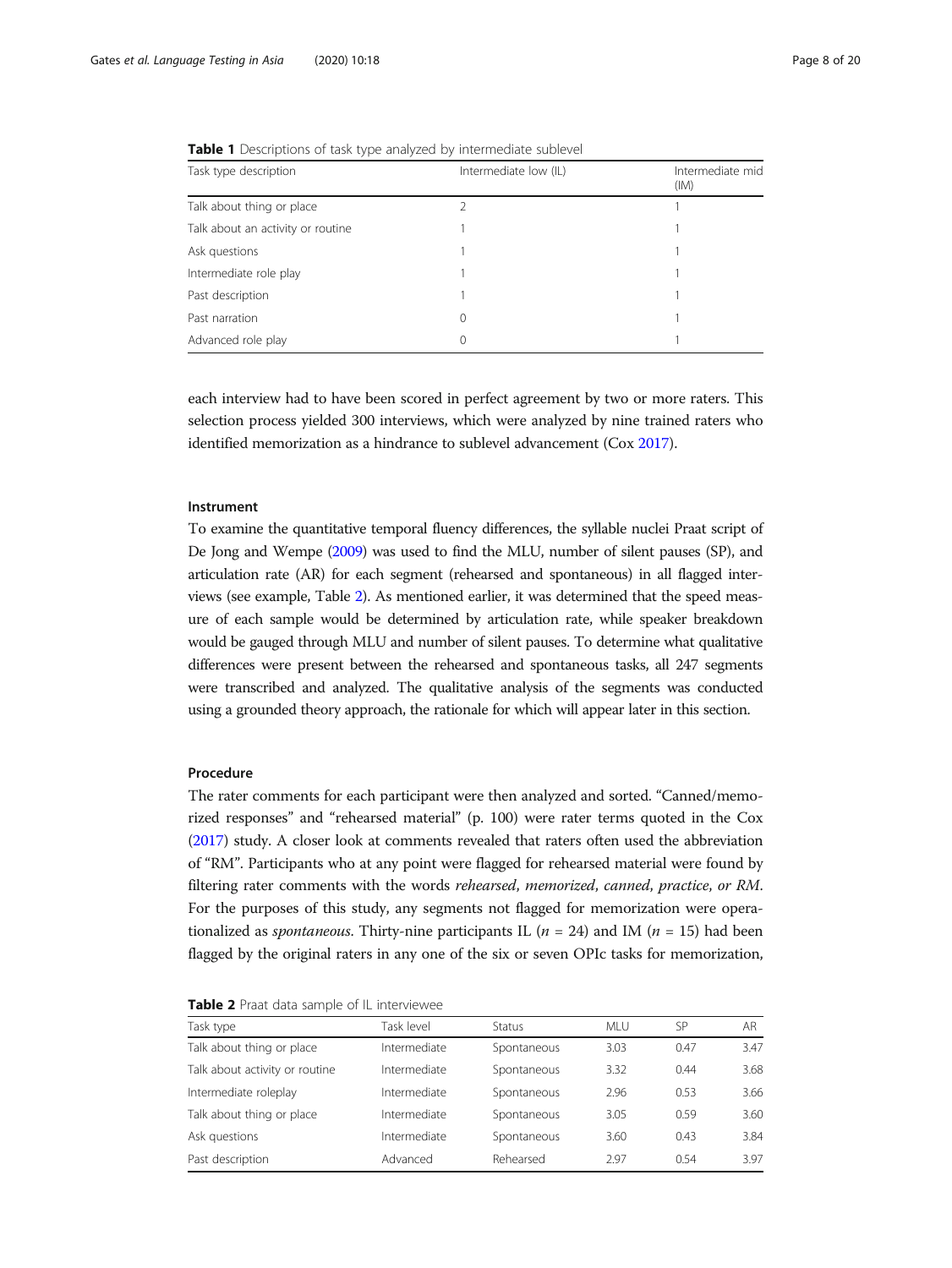**Table 1** Descriptions of task type analyzed by intermediate sublevel

| Task type description | Intermediate low (IL) | Intermediate mid (IM) |
| --- | --- | --- |
| Talk about thing or place | 2 | 1 |
| Talk about an activity or routine | 1 | 1 |
| Ask questions | 1 | 1 |
| Intermediate role play | 1 | 1 |
| Past description | 1 | 1 |
| Past narration | 0 | 1 |
| Advanced role play | 0 | 1 |

each interview had to have been scored in perfect agreement by two or more raters. This selection process yielded 300 interviews, which were analyzed by nine trained raters who identified memorization as a hindrance to sublevel advancement (Cox 2017).

### Instrument

To examine the quantitative temporal fluency differences, the syllable nuclei Praat script of De Jong and Wempe (2009) was used to find the MLU, number of silent pauses (SP), and articulation rate (AR) for each segment (rehearsed and spontaneous) in all flagged interviews (see example, Table 2). As mentioned earlier, it was determined that the speed measure of each sample would be determined by articulation rate, while speaker breakdown would be gauged through MLU and number of silent pauses. To determine what qualitative differences were present between the rehearsed and spontaneous tasks, all 247 segments were transcribed and analyzed. The qualitative analysis of the segments was conducted using a grounded theory approach, the rationale for which will appear later in this section.

### Procedure

The rater comments for each participant were then analyzed and sorted. "Canned/memorized responses" and "rehearsed material" (p. 100) were rater terms quoted in the Cox (2017) study. A closer look at comments revealed that raters often used the abbreviation of "RM". Participants who at any point were flagged for rehearsed material were found by filtering rater comments with the words *rehearsed*, *memorized*, *canned*, *practice*, *or RM*. For the purposes of this study, any segments not flagged for memorization were operationalized as *spontaneous*. Thirty-nine participants IL ($n$ = 24) and IM ($n$ = 15) had been flagged by the original raters in any one of the six or seven OPIc tasks for memorization,

**Table 2** Praat data sample of IL interviewee

| Task type | Task level | Status | MLU | SP | AR |
| --- | --- | --- | --- | --- | --- |
| Talk about thing or place | Intermediate | Spontaneous | 3.03 | 0.47 | 3.47 |
| Talk about activity or routine | Intermediate | Spontaneous | 3.32 | 0.44 | 3.68 |
| Intermediate roleplay | Intermediate | Spontaneous | 2.96 | 0.53 | 3.66 |
| Talk about thing or place | Intermediate | Spontaneous | 3.05 | 0.59 | 3.60 |
| Ask questions | Intermediate | Spontaneous | 3.60 | 0.43 | 3.84 |
| Past description | Advanced | Rehearsed | 2.97 | 0.54 | 3.97 |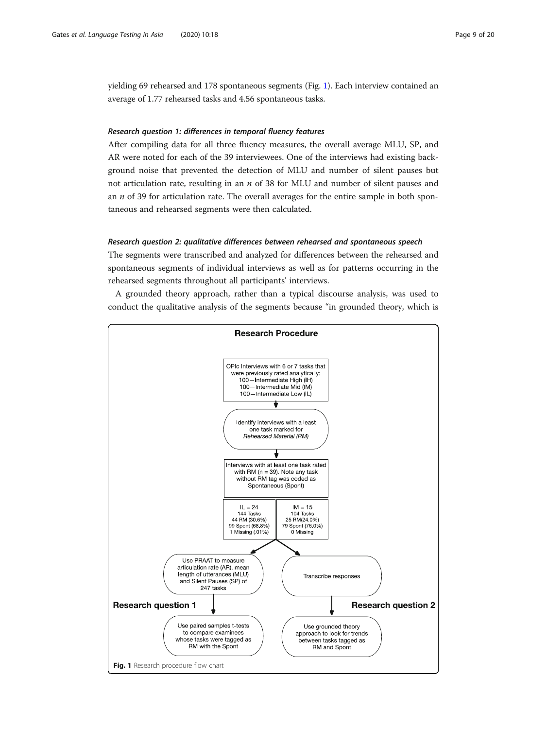yielding 69 rehearsed and 178 spontaneous segments (Fig. 1). Each interview contained an average of 1.77 rehearsed tasks and 4.56 spontaneous tasks.

#### *Research question 1: differences in temporal fluency features*

After compiling data for all three fluency measures, the overall average MLU, SP, and AR were noted for each of the 39 interviewees. One of the interviews had existing background noise that prevented the detection of MLU and number of silent pauses but not articulation rate, resulting in an *n* of 38 for MLU and number of silent pauses and an *n* of 39 for articulation rate. The overall averages for the entire sample in both spontaneous and rehearsed segments were then calculated.

#### *Research question 2: qualitative differences between rehearsed and spontaneous speech*

The segments were transcribed and analyzed for differences between the rehearsed and spontaneous segments of individual interviews as well as for patterns occurring in the rehearsed segments throughout all participants' interviews.

A grounded theory approach, rather than a typical discourse analysis, was used to conduct the qualitative analysis of the segments because "in grounded theory, which is

**Research Procedure**

OPIc Interviews with 6 or 7 tasks that were previously rated analytically:
100—Intermediate High (IH)
100—Intermediate Mid (IM)
100—Intermediate Low (IL)

↓

Identify interviews with a least one task marked for *Rehearsed Material (RM)*

↓

Interviews with at least one task rated with RM (n = 39). Note any task without RM tag was coded as Spontaneous (Spont)

| IL = 24 | IM = 15 |
| --- | --- |
| 144 Tasks | 104 Tasks |
| 44 RM (30.6%) | 25 RM(24.0%) |
| 99 Spont (68.8%) | 79 Spont (76.0%) |
| 1 Missing (.01%) | 0 Missing |

**Research question 1**: Use PRAAT to measure articulation rate (AR), mean length of utterances (MLU) and Silent Pauses (SP) of 247 tasks → Use paired samples t-tests to compare examinees whose tasks were tagged as RM with the Spont

**Research question 2**: Transcribe responses → Use grounded theory approach to look for trends between tasks tagged as RM and Spont

**Fig. 1** Research procedure flow chart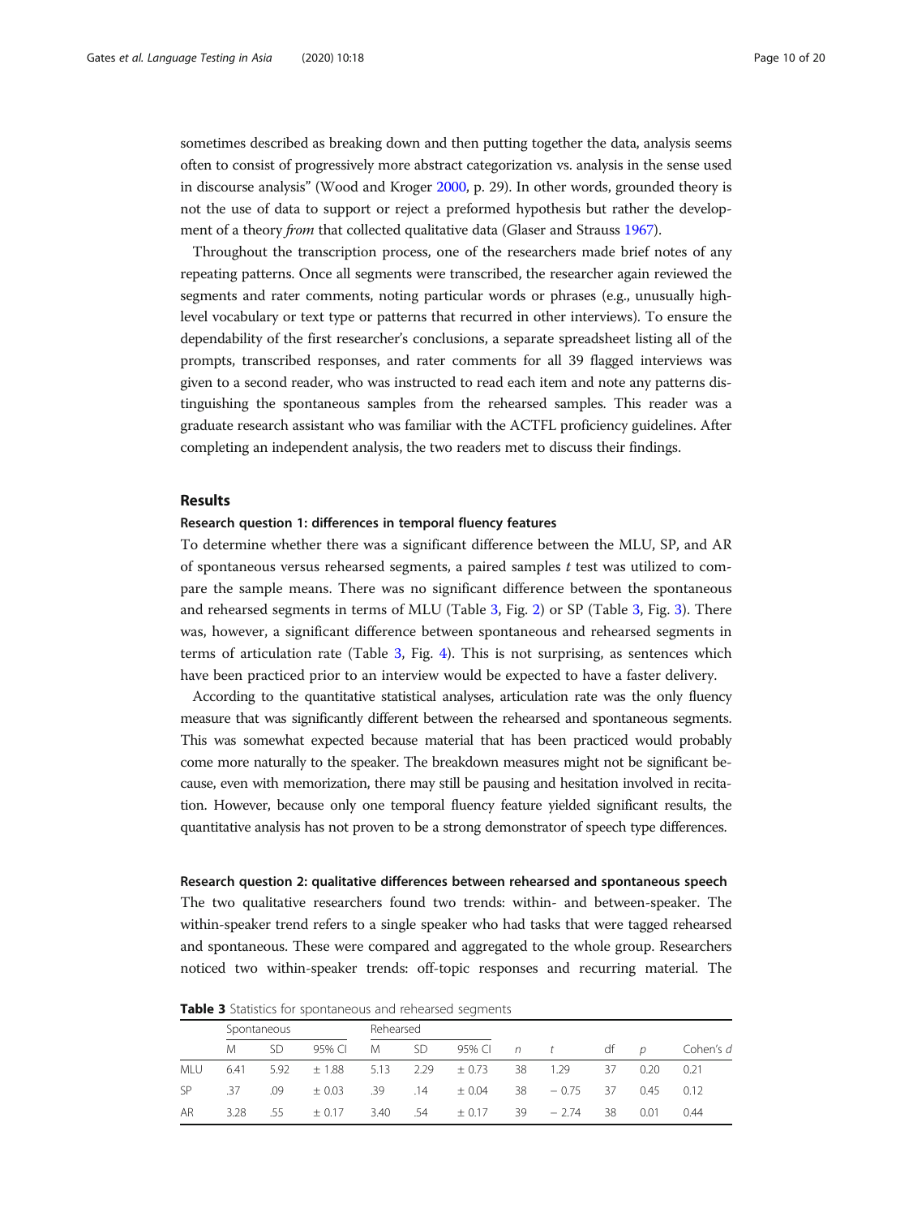sometimes described as breaking down and then putting together the data, analysis seems often to consist of progressively more abstract categorization vs. analysis in the sense used in discourse analysis" (Wood and Kroger 2000, p. 29). In other words, grounded theory is not the use of data to support or reject a preformed hypothesis but rather the development of a theory *from* that collected qualitative data (Glaser and Strauss 1967).

Throughout the transcription process, one of the researchers made brief notes of any repeating patterns. Once all segments were transcribed, the researcher again reviewed the segments and rater comments, noting particular words or phrases (e.g., unusually high-level vocabulary or text type or patterns that recurred in other interviews). To ensure the dependability of the first researcher's conclusions, a separate spreadsheet listing all of the prompts, transcribed responses, and rater comments for all 39 flagged interviews was given to a second reader, who was instructed to read each item and note any patterns distinguishing the spontaneous samples from the rehearsed samples. This reader was a graduate research assistant who was familiar with the ACTFL proficiency guidelines. After completing an independent analysis, the two readers met to discuss their findings.

## Results

### Research question 1: differences in temporal fluency features

To determine whether there was a significant difference between the MLU, SP, and AR of spontaneous versus rehearsed segments, a paired samples *t* test was utilized to compare the sample means. There was no significant difference between the spontaneous and rehearsed segments in terms of MLU (Table 3, Fig. 2) or SP (Table 3, Fig. 3). There was, however, a significant difference between spontaneous and rehearsed segments in terms of articulation rate (Table 3, Fig. 4). This is not surprising, as sentences which have been practiced prior to an interview would be expected to have a faster delivery.

According to the quantitative statistical analyses, articulation rate was the only fluency measure that was significantly different between the rehearsed and spontaneous segments. This was somewhat expected because material that has been practiced would probably come more naturally to the speaker. The breakdown measures might not be significant because, even with memorization, there may still be pausing and hesitation involved in recitation. However, because only one temporal fluency feature yielded significant results, the quantitative analysis has not proven to be a strong demonstrator of speech type differences.

### Research question 2: qualitative differences between rehearsed and spontaneous speech

The two qualitative researchers found two trends: within- and between-speaker. The within-speaker trend refers to a single speaker who had tasks that were tagged rehearsed and spontaneous. These were compared and aggregated to the whole group. Researchers noticed two within-speaker trends: off-topic responses and recurring material. The

**Table 3** Statistics for spontaneous and rehearsed segments

| | Spontaneous | | | Rehearsed | | | | | | | |
|---|---|---|---|---|---|---|---|---|---|---|---|
| | M | SD | 95% CI | M | SD | 95% CI | *n* | *t* | df | *p* | Cohen's *d* |
| MLU | 6.41 | 5.92 | ± 1.88 | 5.13 | 2.29 | ± 0.73 | 38 | 1.29 | 37 | 0.20 | 0.21 |
| SP | .37 | .09 | ± 0.03 | .39 | .14 | ± 0.04 | 38 | − 0.75 | 37 | 0.45 | 0.12 |
| AR | 3.28 | .55 | ± 0.17 | 3.40 | .54 | ± 0.17 | 39 | − 2.74 | 38 | 0.01 | 0.44 |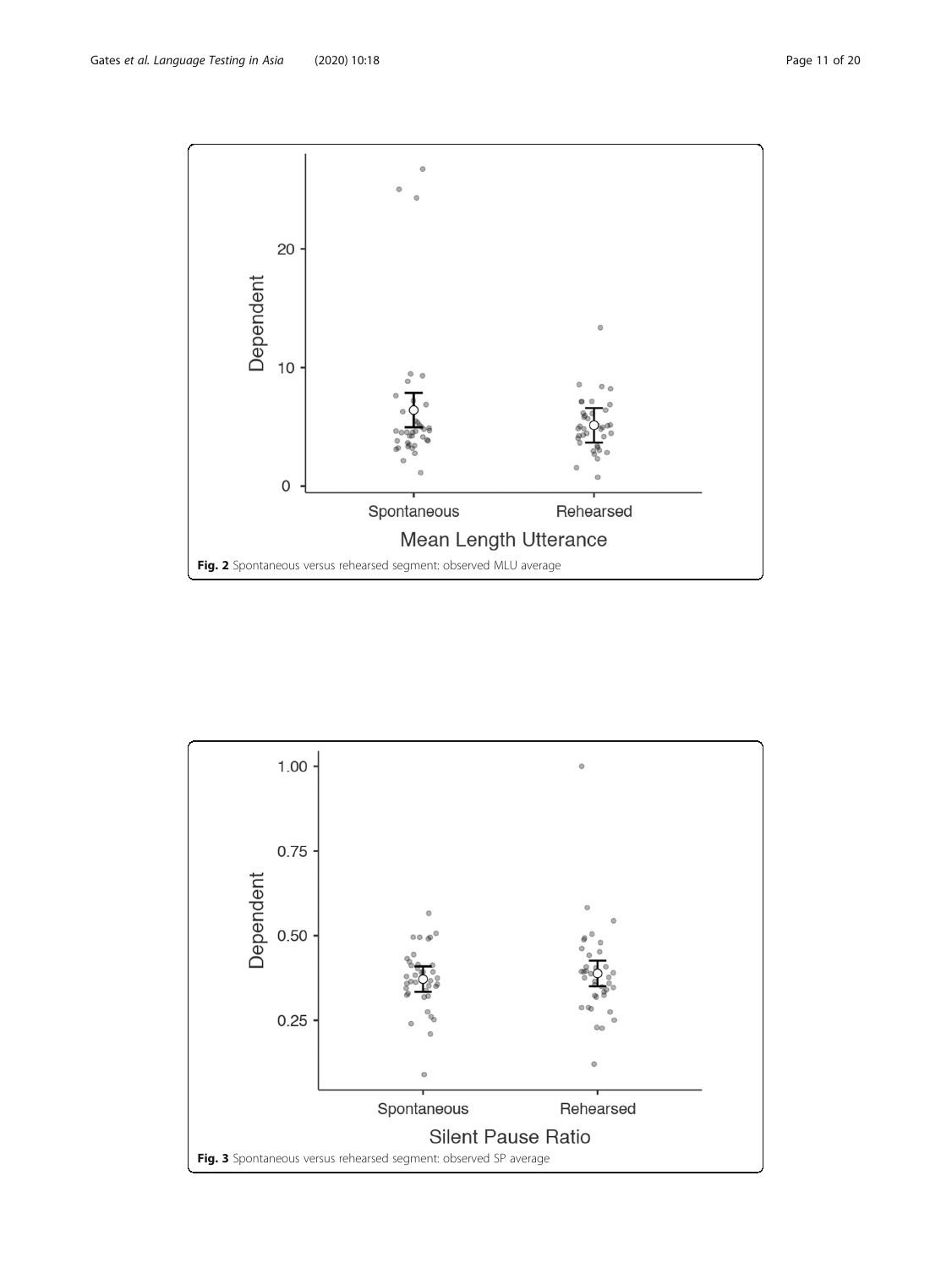Fig. 2 Spontaneous versus rehearsed segment: observed MLU average

Fig. 3 Spontaneous versus rehearsed segment: observed SP average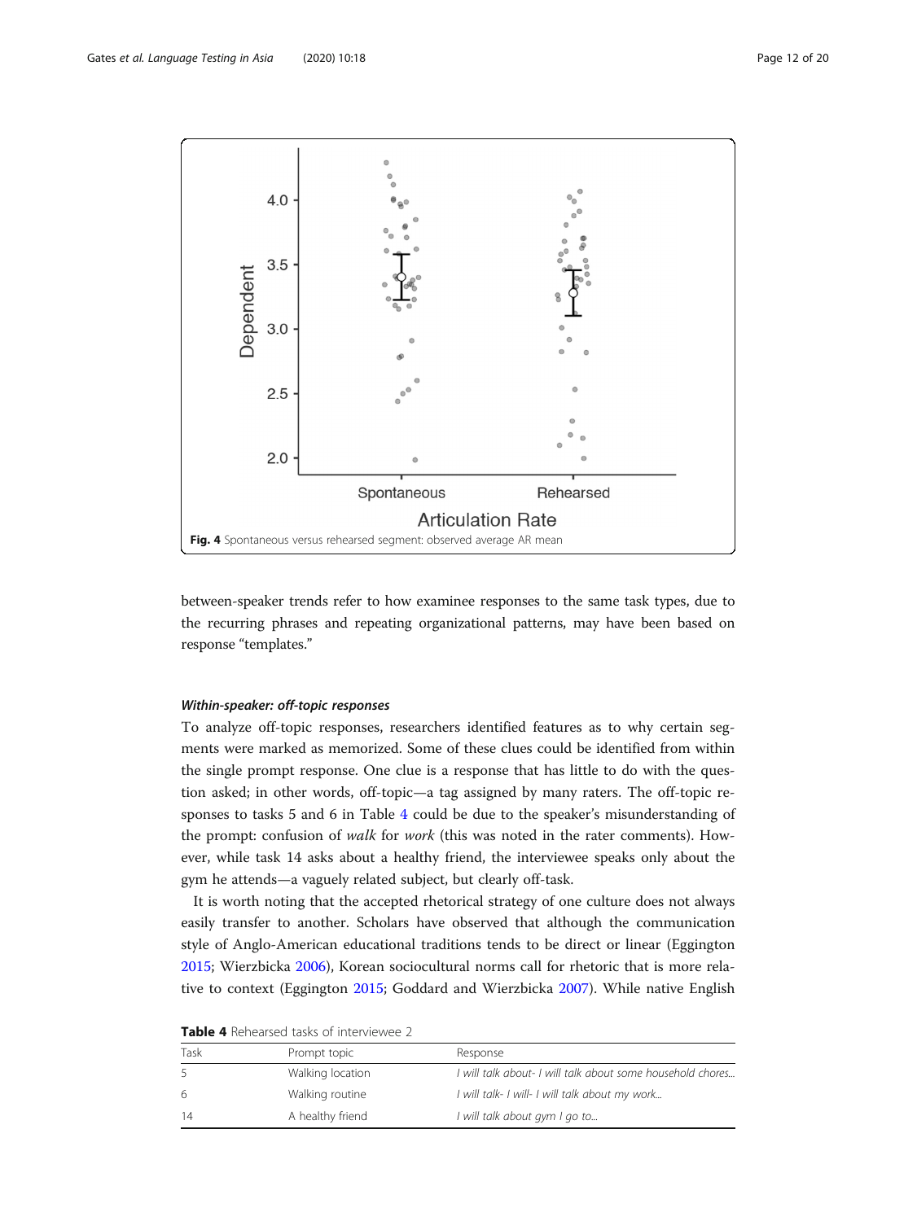Fig. 4 Spontaneous versus rehearsed segment: observed average AR mean

between-speaker trends refer to how examinee responses to the same task types, due to the recurring phrases and repeating organizational patterns, may have been based on response "templates."

#### *Within-speaker: off-topic responses*

To analyze off-topic responses, researchers identified features as to why certain segments were marked as memorized. Some of these clues could be identified from within the single prompt response. One clue is a response that has little to do with the question asked; in other words, off-topic—a tag assigned by many raters. The off-topic responses to tasks 5 and 6 in Table 4 could be due to the speaker's misunderstanding of the prompt: confusion of *walk* for *work* (this was noted in the rater comments). However, while task 14 asks about a healthy friend, the interviewee speaks only about the gym he attends—a vaguely related subject, but clearly off-task.

It is worth noting that the accepted rhetorical strategy of one culture does not always easily transfer to another. Scholars have observed that although the communication style of Anglo-American educational traditions tends to be direct or linear (Eggington 2015; Wierzbicka 2006), Korean sociocultural norms call for rhetoric that is more relative to context (Eggington 2015; Goddard and Wierzbicka 2007). While native English

**Table 4** Rehearsed tasks of interviewee 2

| Task | Prompt topic | Response |
|---|---|---|
| 5 | Walking location | *I will talk about- I will talk about some household chores…* |
| 6 | Walking routine | *I will talk- I will- I will talk about my work…* |
| 14 | A healthy friend | *I will talk about gym I go to…* |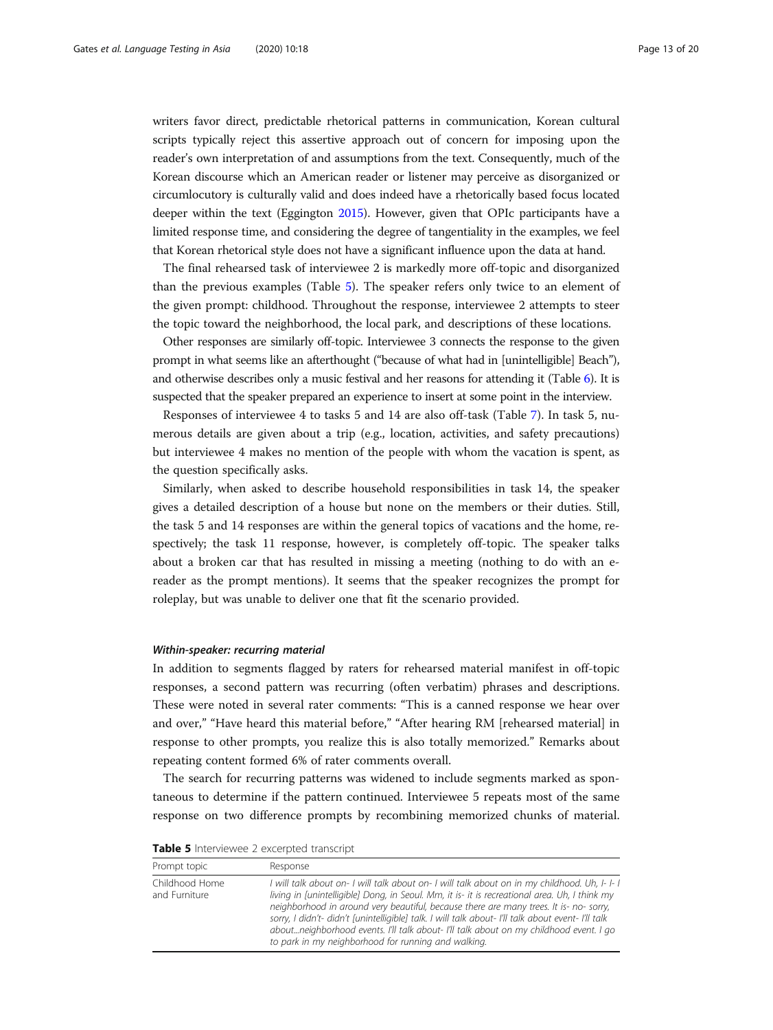writers favor direct, predictable rhetorical patterns in communication, Korean cultural scripts typically reject this assertive approach out of concern for imposing upon the reader's own interpretation of and assumptions from the text. Consequently, much of the Korean discourse which an American reader or listener may perceive as disorganized or circumlocutory is culturally valid and does indeed have a rhetorically based focus located deeper within the text (Eggington 2015). However, given that OPIc participants have a limited response time, and considering the degree of tangentiality in the examples, we feel that Korean rhetorical style does not have a significant influence upon the data at hand.

The final rehearsed task of interviewee 2 is markedly more off-topic and disorganized than the previous examples (Table 5). The speaker refers only twice to an element of the given prompt: childhood. Throughout the response, interviewee 2 attempts to steer the topic toward the neighborhood, the local park, and descriptions of these locations.

Other responses are similarly off-topic. Interviewee 3 connects the response to the given prompt in what seems like an afterthought ("because of what had in [unintelligible] Beach"), and otherwise describes only a music festival and her reasons for attending it (Table 6). It is suspected that the speaker prepared an experience to insert at some point in the interview.

Responses of interviewee 4 to tasks 5 and 14 are also off-task (Table 7). In task 5, numerous details are given about a trip (e.g., location, activities, and safety precautions) but interviewee 4 makes no mention of the people with whom the vacation is spent, as the question specifically asks.

Similarly, when asked to describe household responsibilities in task 14, the speaker gives a detailed description of a house but none on the members or their duties. Still, the task 5 and 14 responses are within the general topics of vacations and the home, respectively; the task 11 response, however, is completely off-topic. The speaker talks about a broken car that has resulted in missing a meeting (nothing to do with an e-reader as the prompt mentions). It seems that the speaker recognizes the prompt for roleplay, but was unable to deliver one that fit the scenario provided.

#### *Within-speaker: recurring material*

In addition to segments flagged by raters for rehearsed material manifest in off-topic responses, a second pattern was recurring (often verbatim) phrases and descriptions. These were noted in several rater comments: "This is a canned response we hear over and over," "Have heard this material before," "After hearing RM [rehearsed material] in response to other prompts, you realize this is also totally memorized." Remarks about repeating content formed 6% of rater comments overall.

The search for recurring patterns was widened to include segments marked as spontaneous to determine if the pattern continued. Interviewee 5 repeats most of the same response on two difference prompts by recombining memorized chunks of material.

**Table 5** Interviewee 2 excerpted transcript

| Prompt topic | Response |
|---|---|
| Childhood Home and Furniture | *I will talk about on- I will talk about on- I will talk about on in my childhood. Uh, I- I- I living in [unintelligible] Dong, in Seoul. Mm, it is- it is recreational area. Uh, I think my neighborhood in around very beautiful, because there are many trees. It is- no- sorry, sorry, I didn't- didn't [unintelligible] talk. I will talk about- I'll talk about event- I'll talk about...neighborhood events. I'll talk about- I'll talk about on my childhood event. I go to park in my neighborhood for running and walking.* |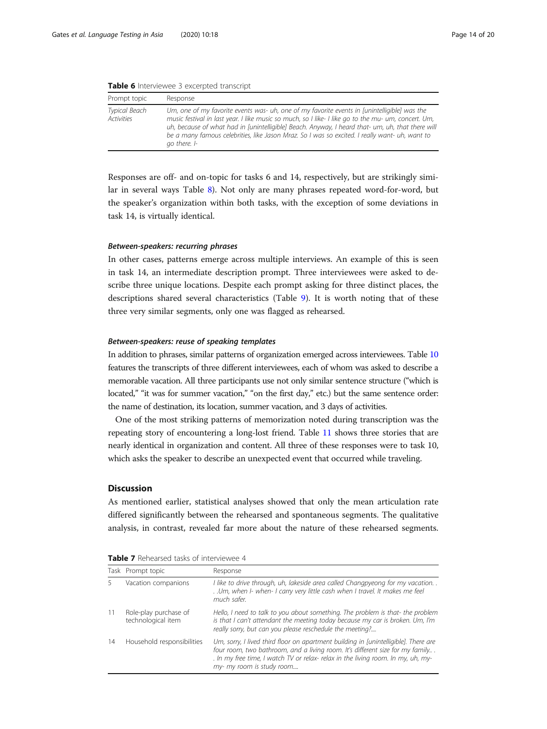**Table 6** Interviewee 3 excerpted transcript

| Prompt topic | Response |
| --- | --- |
| *Typical Beach Activities* | *Um, one of my favorite events was- uh, one of my favorite events in [unintelligible] was the music festival in last year. I like music so much, so I like- I like go to the mu- um, concert. Um, uh, because of what had in [unintelligible] Beach. Anyway, I heard that- um, uh, that there will be a many famous celebrities, like Jason Mraz. So I was so excited. I really want- uh, want to go there. I-* |

Responses are off- and on-topic for tasks 6 and 14, respectively, but are strikingly similar in several ways Table 8). Not only are many phrases repeated word-for-word, but the speaker's organization within both tasks, with the exception of some deviations in task 14, is virtually identical.

#### *Between-speakers: recurring phrases*

In other cases, patterns emerge across multiple interviews. An example of this is seen in task 14, an intermediate description prompt. Three interviewees were asked to describe three unique locations. Despite each prompt asking for three distinct places, the descriptions shared several characteristics (Table 9). It is worth noting that of these three very similar segments, only one was flagged as rehearsed.

#### *Between-speakers: reuse of speaking templates*

In addition to phrases, similar patterns of organization emerged across interviewees. Table 10 features the transcripts of three different interviewees, each of whom was asked to describe a memorable vacation. All three participants use not only similar sentence structure ("which is located," "it was for summer vacation," "on the first day," etc.) but the same sentence order: the name of destination, its location, summer vacation, and 3 days of activities.

One of the most striking patterns of memorization noted during transcription was the repeating story of encountering a long-lost friend. Table 11 shows three stories that are nearly identical in organization and content. All three of these responses were to task 10, which asks the speaker to describe an unexpected event that occurred while traveling.

## Discussion

As mentioned earlier, statistical analyses showed that only the mean articulation rate differed significantly between the rehearsed and spontaneous segments. The qualitative analysis, in contrast, revealed far more about the nature of these rehearsed segments.

**Table 7** Rehearsed tasks of interviewee 4

| Task | Prompt topic | Response |
| --- | --- | --- |
| 5 | Vacation companions | *I like to drive through, uh, lakeside area called Changpyeong for my vacation. . . .Um, when I- when- I carry very little cash when I travel. It makes me feel much safer.* |
| 11 | Role-play purchase of technological item | *Hello, I need to talk to you about something. The problem is that- the problem is that I can't attendant the meeting today because my car is broken. Um, I'm really sorry, but can you please reschedule the meeting?....* |
| 14 | Household responsibilities | *Um, sorry, I lived third floor on apartment building in [unintelligible]. There are four room, two bathroom, and a living room. It's different size for my family.. . . In my free time, I watch TV or relax- relax in the living room. In my, uh, my- my- my room is study room....* |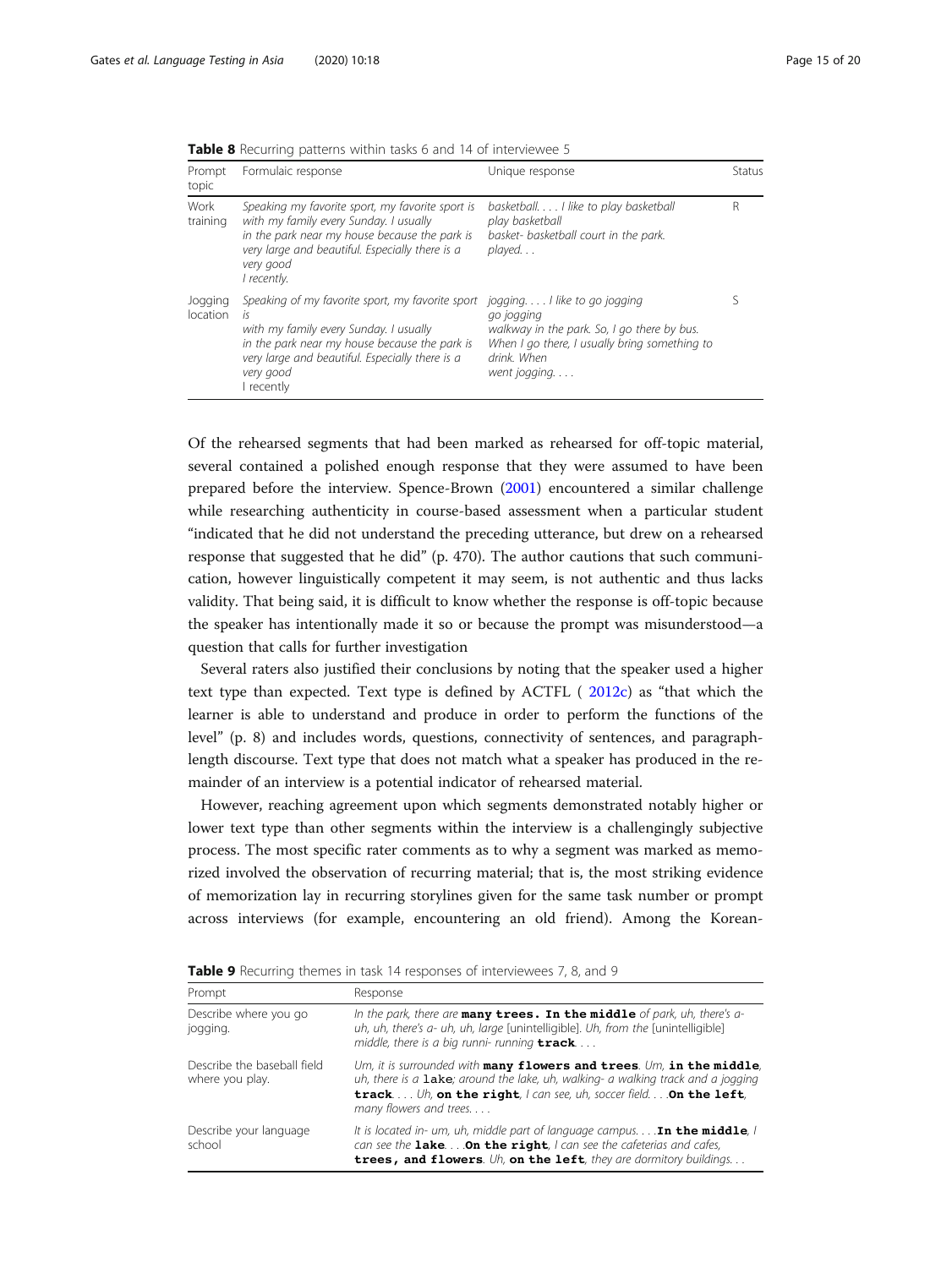**Table 8** Recurring patterns within tasks 6 and 14 of interviewee 5

| Prompt topic | Formulaic response | Unique response | Status |
|---|---|---|---|
| Work training | *Speaking my favorite sport, my favorite sport is with my family every Sunday. I usually in the park near my house because the park is very large and beautiful. Especially there is a very good I recently.* | *basketball. . . . I like to play basketball play basketball basket- basketball court in the park. played. . .* | R |
| Jogging location | *Speaking of my favorite sport, my favorite sport is with my family every Sunday. I usually in the park near my house because the park is very large and beautiful. Especially there is a very good I recently* | *jogging. . . . I like to go jogging go jogging walkway in the park. So, I go there by bus. When I go there, I usually bring something to drink. When went jogging. . . .* | S |

Of the rehearsed segments that had been marked as rehearsed for off-topic material, several contained a polished enough response that they were assumed to have been prepared before the interview. Spence-Brown (2001) encountered a similar challenge while researching authenticity in course-based assessment when a particular student "indicated that he did not understand the preceding utterance, but drew on a rehearsed response that suggested that he did" (p. 470). The author cautions that such communication, however linguistically competent it may seem, is not authentic and thus lacks validity. That being said, it is difficult to know whether the response is off-topic because the speaker has intentionally made it so or because the prompt was misunderstood—a question that calls for further investigation

Several raters also justified their conclusions by noting that the speaker used a higher text type than expected. Text type is defined by ACTFL ( 2012c) as "that which the learner is able to understand and produce in order to perform the functions of the level" (p. 8) and includes words, questions, connectivity of sentences, and paragraph-length discourse. Text type that does not match what a speaker has produced in the remainder of an interview is a potential indicator of rehearsed material.

However, reaching agreement upon which segments demonstrated notably higher or lower text type than other segments within the interview is a challengingly subjective process. The most specific rater comments as to why a segment was marked as memorized involved the observation of recurring material; that is, the most striking evidence of memorization lay in recurring storylines given for the same task number or prompt across interviews (for example, encountering an old friend). Among the Korean-

**Table 9** Recurring themes in task 14 responses of interviewees 7, 8, and 9

| Prompt | Response |
|---|---|
| Describe where you go jogging. | *In the park, there are* **many trees. In the middle** *of park, uh, there's a- uh, uh, there's a- uh, uh, large [unintelligible]. Uh, from the [unintelligible] middle, there is a big runni- running* **track**. . . . |
| Describe the baseball field where you play. | *Um, it is surrounded with* **many flowers and trees**. *Um,* **in the middle**, *uh, there is a* **lake**; *around the lake, uh, walking- a walking track and a jogging* **track**. . . . *Uh,* **on the right**, *I can see, uh, soccer field. . . .***On the left**, *many flowers and trees. . . .* |
| Describe your language school | *It is located in- um, uh, middle part of language campus. . . .***In the middle**, *I can see the* **lake**. . . .**On the right**, *I can see the cafeterias and cafes,* **trees, and flowers**. *Uh,* **on the left**, *they are dormitory buildings. . .* |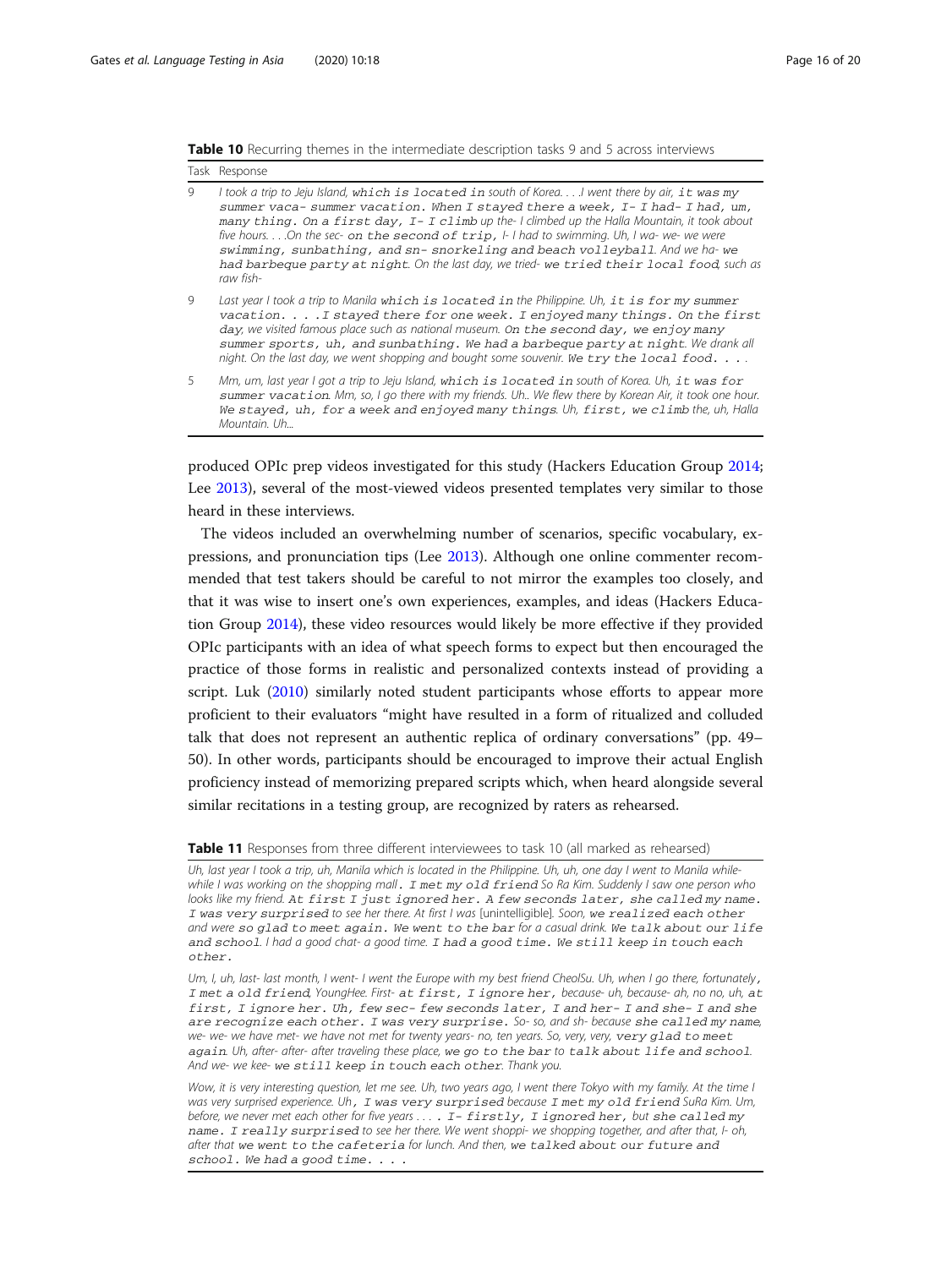**Table 10** Recurring themes in the intermediate description tasks 9 and 5 across interviews

| Task | Response |
| --- | --- |
| 9 | I took a trip to Jeju Island, which is located in south of Korea. . . .I went there by air, it was my summer vaca- summer vacation. When I stayed there a week, I- I had- I had, um, many thing. On a first day, I- I climb up the- I climbed up the Halla Mountain, it took about five hours. . . .On the sec- on the second of trip, I- I had to swimming. Uh, I wa- we- we were swimming, sunbathing, and sn- snorkeling and beach volleyball. And we ha- we had barbeque party at night. On the last day, we tried- we tried their local food, such as raw fish- |
| 9 | Last year I took a trip to Manila which is located in the Philippine. Uh, it is for my summer vacation. . . .I stayed there for one week. I enjoyed many things. On the first day, we visited famous place such as national museum. On the second day, we enjoy many summer sports, uh, and sunbathing. We had a barbeque party at night. We drank all night. On the last day, we went shopping and bought some souvenir. We try the local food. . . . |
| 5 | Mm, um, last year I got a trip to Jeju Island, which is located in south of Korea. Uh, it was for summer vacation. Mm, so, I go there with my friends. Uh.. We flew there by Korean Air, it took one hour. We stayed, uh, for a week and enjoyed many things. Uh, first, we climb the, uh, Halla Mountain. Uh... |

produced OPIc prep videos investigated for this study (Hackers Education Group 2014; Lee 2013), several of the most-viewed videos presented templates very similar to those heard in these interviews.

The videos included an overwhelming number of scenarios, specific vocabulary, expressions, and pronunciation tips (Lee 2013). Although one online commenter recommended that test takers should be careful to not mirror the examples too closely, and that it was wise to insert one's own experiences, examples, and ideas (Hackers Education Group 2014), these video resources would likely be more effective if they provided OPIc participants with an idea of what speech forms to expect but then encouraged the practice of those forms in realistic and personalized contexts instead of providing a script. Luk (2010) similarly noted student participants whose efforts to appear more proficient to their evaluators "might have resulted in a form of ritualized and colluded talk that does not represent an authentic replica of ordinary conversations" (pp. 49–50). In other words, participants should be encouraged to improve their actual English proficiency instead of memorizing prepared scripts which, when heard alongside several similar recitations in a testing group, are recognized by raters as rehearsed.

**Table 11** Responses from three different interviewees to task 10 (all marked as rehearsed)

| Response |
| --- |
| Uh, last year I took a trip, uh, Manila which is located in the Philippine. Uh, uh, one day I went to Manila while- while I was working on the shopping mall. I met my old friend So Ra Kim. Suddenly I saw one person who looks like my friend. At first I just ignored her. A few seconds later, she called my name. I was very surprised to see her there. At first I was [unintelligible]. Soon, we realized each other and were so glad to meet again. We went to the bar for a casual drink. We talk about our life and school. I had a good chat- a good time. I had a good time. We still keep in touch each other. |
| Um, I, uh, last- last month, I went- I went the Europe with my best friend CheolSu. Uh, when I go there, fortunately, I met a old friend, YoungHee. First- at first, I ignore her, because- uh, because- ah, no no, uh, at first, I ignore her. Uh, few sec- few seconds later, I and her- I and she- I and she are recognize each other. I was very surprise. So- so, and sh- because she called my name, we- we- we have met- we have not met for twenty years- no, ten years. So, very, very, very glad to meet again. Uh, after- after- after traveling these place, we go to the bar to talk about life and school. And we- we kee- we still keep in touch each other. Thank you. |
| Wow, it is very interesting question, let me see. Uh, two years ago, I went there Tokyo with my family. At the time I was very surprised experience. Uh, I was very surprised because I met my old friend SuRa Kim. Um, before, we never met each other for five years . . . . I- firstly, I ignored her, but she called my name. I really surprised to see her there. We went shoppi- we shopping together, and after that, I- oh, after that we went to the cafeteria for lunch. And then, we talked about our future and school. We had a good time. . . . |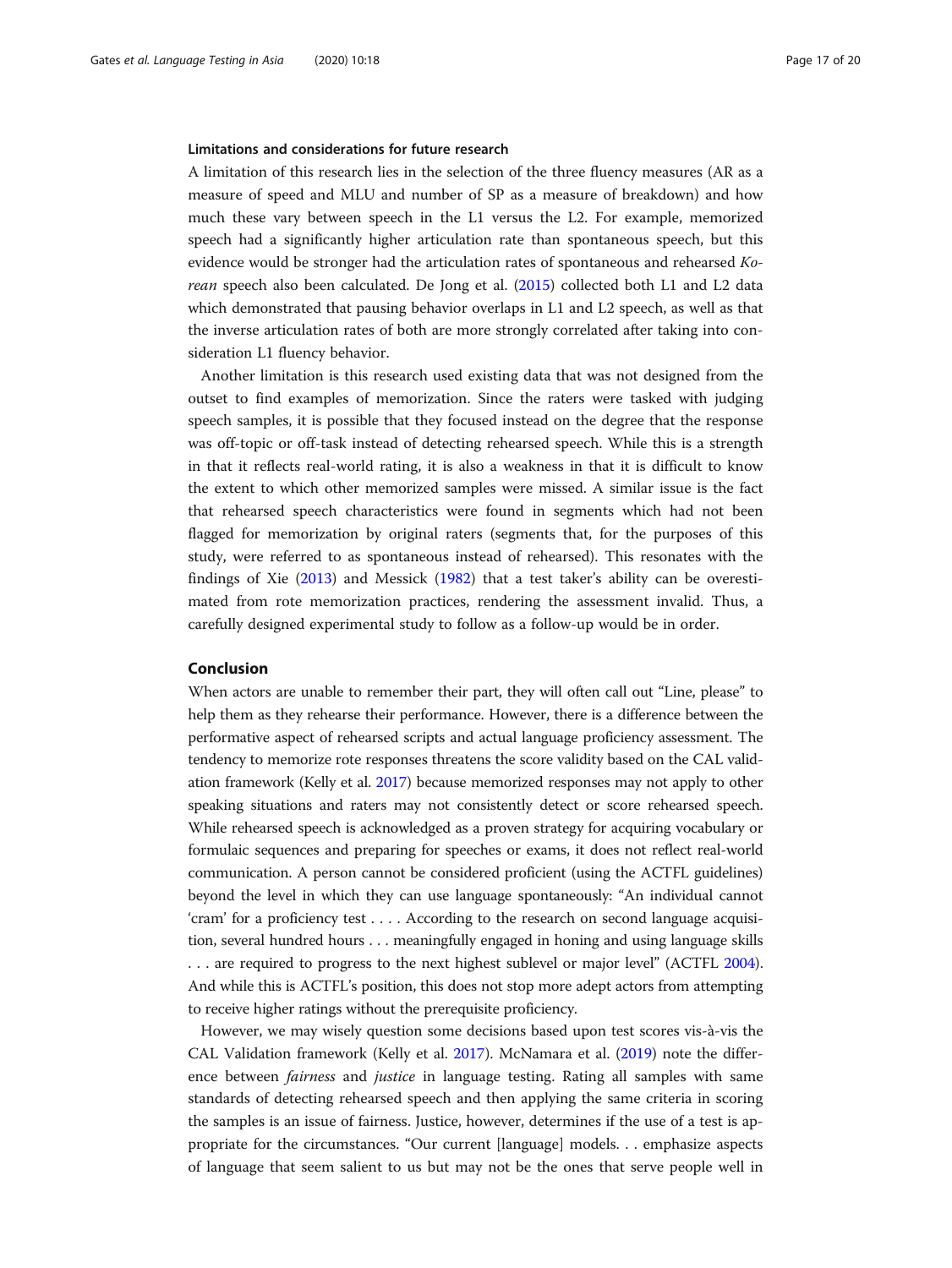### Limitations and considerations for future research

A limitation of this research lies in the selection of the three fluency measures (AR as a measure of speed and MLU and number of SP as a measure of breakdown) and how much these vary between speech in the L1 versus the L2. For example, memorized speech had a significantly higher articulation rate than spontaneous speech, but this evidence would be stronger had the articulation rates of spontaneous and rehearsed *Korean* speech also been calculated. De Jong et al. (2015) collected both L1 and L2 data which demonstrated that pausing behavior overlaps in L1 and L2 speech, as well as that the inverse articulation rates of both are more strongly correlated after taking into consideration L1 fluency behavior.

Another limitation is this research used existing data that was not designed from the outset to find examples of memorization. Since the raters were tasked with judging speech samples, it is possible that they focused instead on the degree that the response was off-topic or off-task instead of detecting rehearsed speech. While this is a strength in that it reflects real-world rating, it is also a weakness in that it is difficult to know the extent to which other memorized samples were missed. A similar issue is the fact that rehearsed speech characteristics were found in segments which had not been flagged for memorization by original raters (segments that, for the purposes of this study, were referred to as spontaneous instead of rehearsed). This resonates with the findings of Xie (2013) and Messick (1982) that a test taker's ability can be overestimated from rote memorization practices, rendering the assessment invalid. Thus, a carefully designed experimental study to follow as a follow-up would be in order.

## Conclusion

When actors are unable to remember their part, they will often call out "Line, please" to help them as they rehearse their performance. However, there is a difference between the performative aspect of rehearsed scripts and actual language proficiency assessment. The tendency to memorize rote responses threatens the score validity based on the CAL validation framework (Kelly et al. 2017) because memorized responses may not apply to other speaking situations and raters may not consistently detect or score rehearsed speech. While rehearsed speech is acknowledged as a proven strategy for acquiring vocabulary or formulaic sequences and preparing for speeches or exams, it does not reflect real-world communication. A person cannot be considered proficient (using the ACTFL guidelines) beyond the level in which they can use language spontaneously: "An individual cannot 'cram' for a proficiency test . . . . According to the research on second language acquisition, several hundred hours . . . meaningfully engaged in honing and using language skills . . . are required to progress to the next highest sublevel or major level" (ACTFL 2004). And while this is ACTFL's position, this does not stop more adept actors from attempting to receive higher ratings without the prerequisite proficiency.

However, we may wisely question some decisions based upon test scores vis-à-vis the CAL Validation framework (Kelly et al. 2017). McNamara et al. (2019) note the difference between *fairness* and *justice* in language testing. Rating all samples with same standards of detecting rehearsed speech and then applying the same criteria in scoring the samples is an issue of fairness. Justice, however, determines if the use of a test is appropriate for the circumstances. "Our current [language] models. . . emphasize aspects of language that seem salient to us but may not be the ones that serve people well in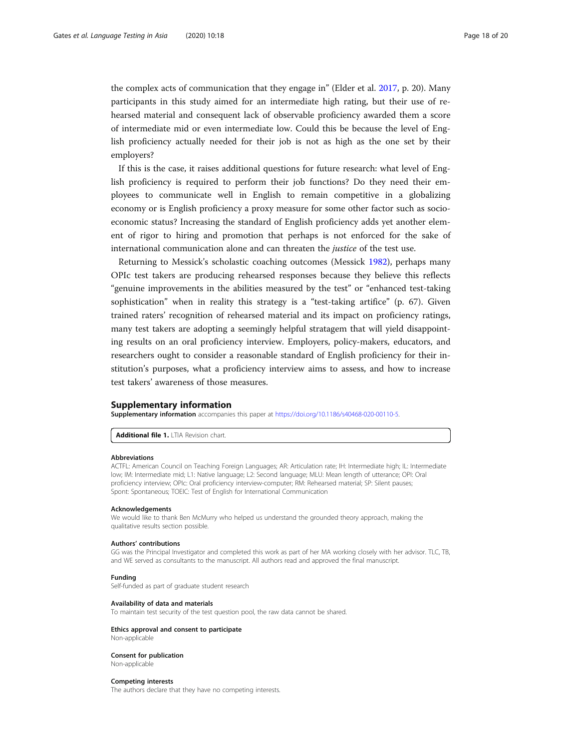the complex acts of communication that they engage in" (Elder et al. 2017, p. 20). Many participants in this study aimed for an intermediate high rating, but their use of rehearsed material and consequent lack of observable proficiency awarded them a score of intermediate mid or even intermediate low. Could this be because the level of English proficiency actually needed for their job is not as high as the one set by their employers?

If this is the case, it raises additional questions for future research: what level of English proficiency is required to perform their job functions? Do they need their employees to communicate well in English to remain competitive in a globalizing economy or is English proficiency a proxy measure for some other factor such as socioeconomic status? Increasing the standard of English proficiency adds yet another element of rigor to hiring and promotion that perhaps is not enforced for the sake of international communication alone and can threaten the *justice* of the test use.

Returning to Messick's scholastic coaching outcomes (Messick 1982), perhaps many OPIc test takers are producing rehearsed responses because they believe this reflects "genuine improvements in the abilities measured by the test" or "enhanced test-taking sophistication" when in reality this strategy is a "test-taking artifice" (p. 67). Given trained raters' recognition of rehearsed material and its impact on proficiency ratings, many test takers are adopting a seemingly helpful stratagem that will yield disappointing results on an oral proficiency interview. Employers, policy-makers, educators, and researchers ought to consider a reasonable standard of English proficiency for their institution's purposes, what a proficiency interview aims to assess, and how to increase test takers' awareness of those measures.

## Supplementary information

**Supplementary information** accompanies this paper at https://doi.org/10.1186/s40468-020-00110-5.

**Additional file 1.** LTIA Revision chart.

#### Abbreviations

ACTFL: American Council on Teaching Foreign Languages; AR: Articulation rate; IH: Intermediate high; IL: Intermediate low; IM: Intermediate mid; L1: Native language; L2: Second language; MLU: Mean length of utterance; OPI: Oral proficiency interview; OPIc: Oral proficiency interview-computer; RM: Rehearsed material; SP: Silent pauses; Spont: Spontaneous; TOEIC: Test of English for International Communication

#### Acknowledgements

We would like to thank Ben McMurry who helped us understand the grounded theory approach, making the qualitative results section possible.

#### Authors' contributions

GG was the Principal Investigator and completed this work as part of her MA working closely with her advisor. TLC, TB, and WE served as consultants to the manuscript. All authors read and approved the final manuscript.

#### Funding

Self-funded as part of graduate student research

#### Availability of data and materials

To maintain test security of the test question pool, the raw data cannot be shared.

#### Ethics approval and consent to participate

Non-applicable

#### Consent for publication

Non-applicable

#### Competing interests

The authors declare that they have no competing interests.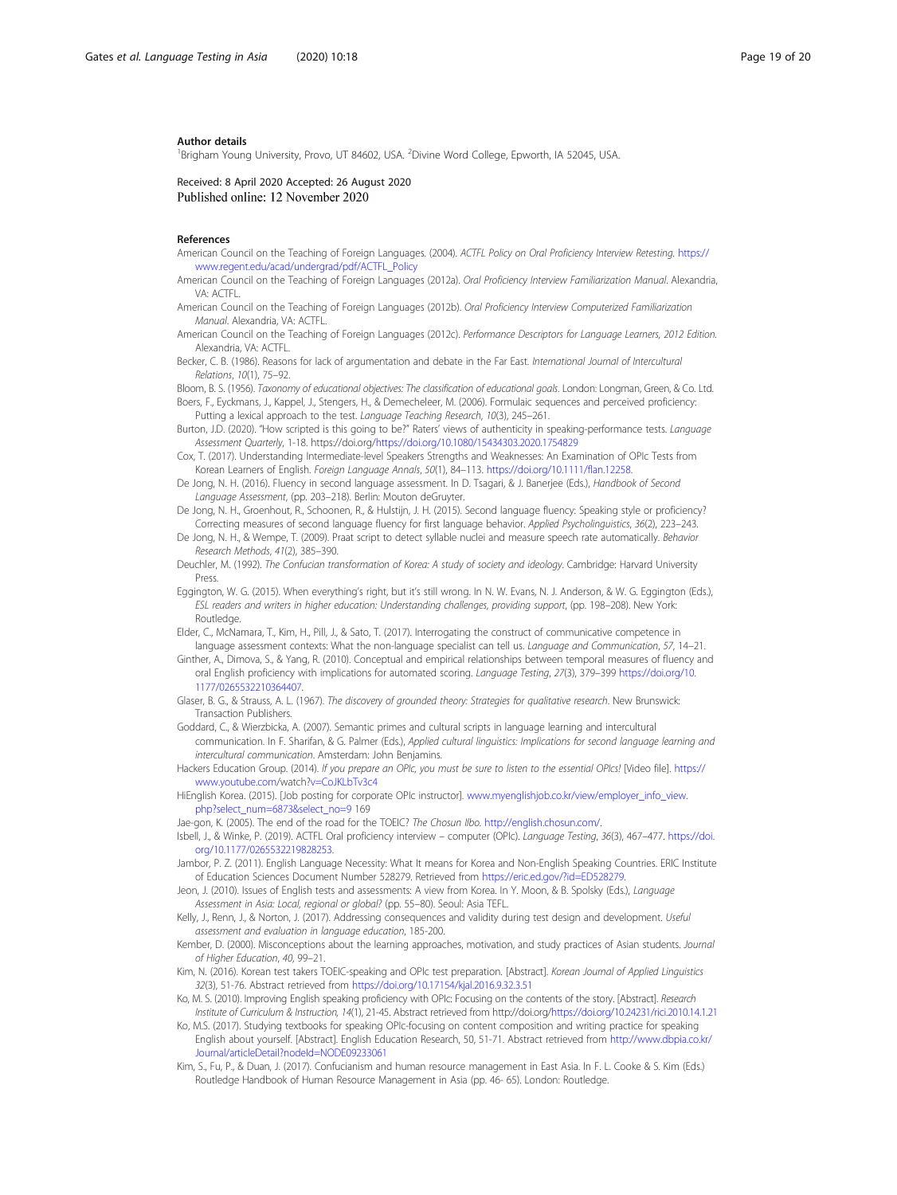## Author details

[1]Brigham Young University, Provo, UT 84602, USA. [2]Divine Word College, Epworth, IA 52045, USA.

Received: 8 April 2020 Accepted: 26 August 2020
Published online: 12 November 2020

## References

American Council on the Teaching of Foreign Languages. (2004). *ACTFL Policy on Oral Proficiency Interview Retesting.* https://www.regent.edu/acad/undergrad/pdf/ACTFL_Policy

American Council on the Teaching of Foreign Languages (2012a). *Oral Proficiency Interview Familiarization Manual*. Alexandria, VA: ACTFL.

American Council on the Teaching of Foreign Languages (2012b). *Oral Proficiency Interview Computerized Familiarization Manual*. Alexandria, VA: ACTFL.

American Council on the Teaching of Foreign Languages (2012c). *Performance Descriptors for Language Learners, 2012 Edition*. Alexandria, VA: ACTFL.

Becker, C. B. (1986). Reasons for lack of argumentation and debate in the Far East. *International Journal of Intercultural Relations*, *10*(1), 75–92.

Bloom, B. S. (1956). *Taxonomy of educational objectives: The classification of educational goals*. London: Longman, Green, & Co. Ltd.

Boers, F., Eyckmans, J., Kappel, J., Stengers, H., & Demecheleer, M. (2006). Formulaic sequences and perceived proficiency: Putting a lexical approach to the test. *Language Teaching Research*, *10*(3), 245–261.

Burton, J.D. (2020). "How scripted is this going to be?" Raters' views of authenticity in speaking-performance tests. *Language Assessment Quarterly*, 1-18. https://doi.org/https://doi.org/10.1080/15434303.2020.1754829

Cox, T. (2017). Understanding Intermediate-level Speakers Strengths and Weaknesses: An Examination of OPIc Tests from Korean Learners of English. *Foreign Language Annals*, *50*(1), 84–113. https://doi.org/10.1111/flan.12258.

De Jong, N. H. (2016). Fluency in second language assessment. In D. Tsagari, & J. Banerjee (Eds.), *Handbook of Second Language Assessment*, (pp. 203–218). Berlin: Mouton deGruyter.

De Jong, N. H., Groenhout, R., Schoonen, R., & Hulstijn, J. H. (2015). Second language fluency: Speaking style or proficiency? Correcting measures of second language fluency for first language behavior. *Applied Psycholinguistics*, *36*(2), 223–243.

De Jong, N. H., & Wempe, T. (2009). Praat script to detect syllable nuclei and measure speech rate automatically. *Behavior Research Methods*, *41*(2), 385–390.

Deuchler, M. (1992). *The Confucian transformation of Korea: A study of society and ideology*. Cambridge: Harvard University Press.

Eggington, W. G. (2015). When everything's right, but it's still wrong. In N. W. Evans, N. J. Anderson, & W. G. Eggington (Eds.), *ESL readers and writers in higher education: Understanding challenges, providing support*, (pp. 198–208). New York: Routledge.

Elder, C., McNamara, T., Kim, H., Pill, J., & Sato, T. (2017). Interrogating the construct of communicative competence in language assessment contexts: What the non-language specialist can tell us. *Language and Communication*, *57*, 14–21.

Ginther, A., Dimova, S., & Yang, R. (2010). Conceptual and empirical relationships between temporal measures of fluency and oral English proficiency with implications for automated scoring. *Language Testing*, *27*(3), 379–399 https://doi.org/10.1177/0265532210364407.

Glaser, B. G., & Strauss, A. L. (1967). *The discovery of grounded theory: Strategies for qualitative research*. New Brunswick: Transaction Publishers.

Goddard, C., & Wierzbicka, A. (2007). Semantic primes and cultural scripts in language learning and intercultural communication. In F. Sharifan, & G. Palmer (Eds.), *Applied cultural linguistics: Implications for second language learning and intercultural communication*. Amsterdam: John Benjamins.

Hackers Education Group. (2014). *If you prepare an OPIc, you must be sure to listen to the essential OPIcs!* [Video file]. https://www.youtube.com/watch?v=CoJKLbTv3c4

HiEnglish Korea. (2015). [Job posting for corporate OPIc instructor]. www.myenglishjob.co.kr/view/employer_info_view.php?select_num=6873&select_no=9 169

Jae-gon, K. (2005). The end of the road for the TOEIC? *The Chosun Ilbo*. http://english.chosun.com/.

Isbell, J., & Winke, P. (2019). ACTFL Oral proficiency interview – computer (OPIc). *Language Testing*, *36*(3), 467–477. https://doi.org/10.1177/0265532219828253.

Jambor, P. Z. (2011). English Language Necessity: What It means for Korea and Non-English Speaking Countries. ERIC Institute of Education Sciences Document Number 528279. Retrieved from https://eric.ed.gov/?id=ED528279.

Jeon, J. (2010). Issues of English tests and assessments: A view from Korea. In Y. Moon, & B. Spolsky (Eds.), *Language Assessment in Asia: Local, regional or global?* (pp. 55–80). Seoul: Asia TEFL.

Kelly, J., Renn, J., & Norton, J. (2017). Addressing consequences and validity during test design and development. *Useful assessment and evaluation in language education*, 185-200.

Kember, D. (2000). Misconceptions about the learning approaches, motivation, and study practices of Asian students. *Journal of Higher Education*, *40*, 99–21.

Kim, N. (2016). Korean test takers TOEIC-speaking and OPIc test preparation. [Abstract]. *Korean Journal of Applied Linguistics 32*(3), 51-76. Abstract retrieved from https://doi.org/10.17154/kjal.2016.9.32.3.51

Ko, M. S. (2010). Improving English speaking proficiency with OPIc: Focusing on the contents of the story. [Abstract]. *Research Institute of Curriculum & Instruction*, *14*(1), 21-45. Abstract retrieved from http://doi.org/https://doi.org/10.24231/rici.2010.14.1.21

Ko, M.S. (2017). Studying textbooks for speaking OPIc-focusing on content composition and writing practice for speaking English about yourself. [Abstract]. English Education Research, 50, 51-71. Abstract retrieved from http://www.dbpia.co.kr/Journal/articleDetail?nodeId=NODE09233061

Kim, S., Fu, P., & Duan, J. (2017). Confucianism and human resource management in East Asia. In F. L. Cooke & S. Kim (Eds.) Routledge Handbook of Human Resource Management in Asia (pp. 46- 65). London: Routledge.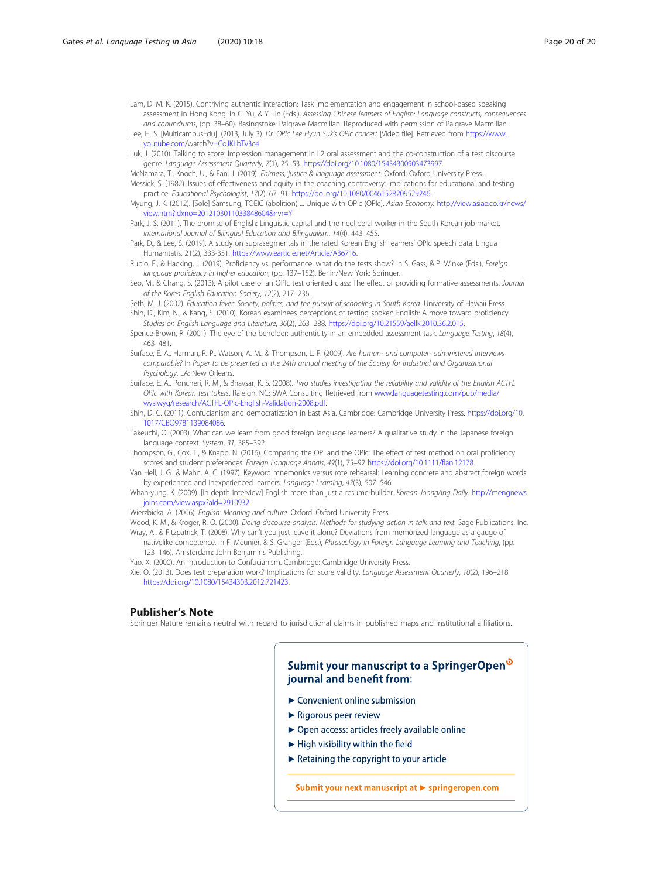Lam, D. M. K. (2015). Contriving authentic interaction: Task implementation and engagement in school-based speaking assessment in Hong Kong. In G. Yu, & Y. Jin (Eds.), *Assessing Chinese learners of English: Language constructs, consequences and conundrums*, (pp. 38–60). Basingstoke: Palgrave Macmillan. Reproduced with permission of Palgrave Macmillan.

Lee, H. S. [MulticampusEdu]. (2013, July 3). *Dr. OPIc Lee Hyun Suk's OPIc concert* [Video file]. Retrieved from https://www.youtube.com/watch?v=CoJKLbTv3c4

Luk, J. (2010). Talking to score: Impression management in L2 oral assessment and the co-construction of a test discourse genre. *Language Assessment Quarterly*, *7*(1), 25–53. https://doi.org/10.1080/15434300903473997.

McNamara, T., Knoch, U., & Fan, J. (2019). *Fairness, justice & language assessment*. Oxford: Oxford University Press.

Messick, S. (1982). Issues of effectiveness and equity in the coaching controversy: Implications for educational and testing practice. *Educational Psychologist*, *17*(2), 67–91. https://doi.org/10.1080/00461528209529246.

Myung, J. K. (2012). [Sole] Samsung, TOEIC (abolition) ... Unique with OPIc (OPIc). *Asian Economy*. http://view.asiae.co.kr/news/view.htm?idxno=2012103011033848604&nvr=Y

Park, J. S. (2011). The promise of English: Linguistic capital and the neoliberal worker in the South Korean job market. *International Journal of Bilingual Education and Bilingualism*, *14*(4), 443–455.

Park, D., & Lee, S. (2019). A study on suprasegmentals in the rated Korean English learners' OPIc speech data. Lingua Humanitatis, 21(2), 333-351. https://www.earticle.net/Article/A36716.

Rubio, F., & Hacking, J. (2019). Proficiency vs. performance: what do the tests show? In S. Gass, & P. Winke (Eds.), *Foreign language proficiency in higher education*, (pp. 137–152). Berlin/New York: Springer.

Seo, M., & Chang, S. (2013). A pilot case of an OPIc test oriented class: The effect of providing formative assessments. *Journal of the Korea English Education Society*, *12*(2), 217–236.

Seth, M. J. (2002). *Education fever: Society, politics, and the pursuit of schooling in South Korea*. University of Hawaii Press.

Shin, D., Kim, N., & Kang, S. (2010). Korean examinees perceptions of testing spoken English: A move toward proficiency. *Studies on English Language and Literature*, *36*(2), 263–288. https://doi.org/10.21559/aellk.2010.36.2.015.

Spence-Brown, R. (2001). The eye of the beholder: authenticity in an embedded assessment task. *Language Testing*, *18*(4), 463–481.

Surface, E. A., Harman, R. P., Watson, A. M., & Thompson, L. F. (2009). *Are human- and computer- administered interviews comparable?* In *Paper to be presented at the 24th annual meeting of the Society for Industrial and Organizational Psychology*. LA: New Orleans.

Surface, E. A., Poncheri, R. M., & Bhavsar, K. S. (2008). *Two studies investigating the reliability and validity of the English ACTFL OPIc with Korean test takers*. Raleigh, NC: SWA Consulting Retrieved from www.languagetesting.com/pub/media/wysiwyg/research/ACTFL-OPIc-English-Validation-2008.pdf.

Shin, D. C. (2011). Confucianism and democratization in East Asia. Cambridge: Cambridge University Press. https://doi.org/10.1017/CBO9781139084086.

Takeuchi, O. (2003). What can we learn from good foreign language learners? A qualitative study in the Japanese foreign language context. *System*, *31*, 385–392.

Thompson, G., Cox, T., & Knapp, N. (2016). Comparing the OPI and the OPIc: The effect of test method on oral proficiency scores and student preferences. *Foreign Language Annals*, *49*(1), 75–92 https://doi.org/10.1111/flan.12178.

Van Hell, J. G., & Mahn, A. C. (1997). Keyword mnemonics versus rote rehearsal: Learning concrete and abstract foreign words by experienced and inexperienced learners. *Language Learning*, *47*(3), 507–546.

Whan-yung, K. (2009). [In depth interview] English more than just a resume-builder. *Korean JoongAng Daily*. http://mengnews.joins.com/view.aspx?aId=2910932

Wierzbicka, A. (2006). *English: Meaning and culture*. Oxford: Oxford University Press.

Wood, K. M., & Kroger, R. O. (2000). *Doing discourse analysis: Methods for studying action in talk and text*. Sage Publications, Inc.

Wray, A., & Fitzpatrick, T. (2008). Why can't you just leave it alone? Deviations from memorized language as a gauge of nativelike competence. In F. Meunier, & S. Granger (Eds.), *Phraseology in Foreign Language Learning and Teaching*, (pp. 123–146). Amsterdam: John Benjamins Publishing.

Yao, X. (2000). An introduction to Confucianism. Cambridge: Cambridge University Press.

Xie, Q. (2013). Does test preparation work? Implications for score validity. *Language Assessment Quarterly*, *10*(2), 196–218. https://doi.org/10.1080/15434303.2012.721423.

## Publisher's Note

Springer Nature remains neutral with regard to jurisdictional claims in published maps and institutional affiliations.

**Submit your manuscript to a SpringerOpen journal and benefit from:**

- ► Convenient online submission
- ► Rigorous peer review
- ► Open access: articles freely available online
- ► High visibility within the field
- ► Retaining the copyright to your article

**Submit your next manuscript at ► springeropen.com**